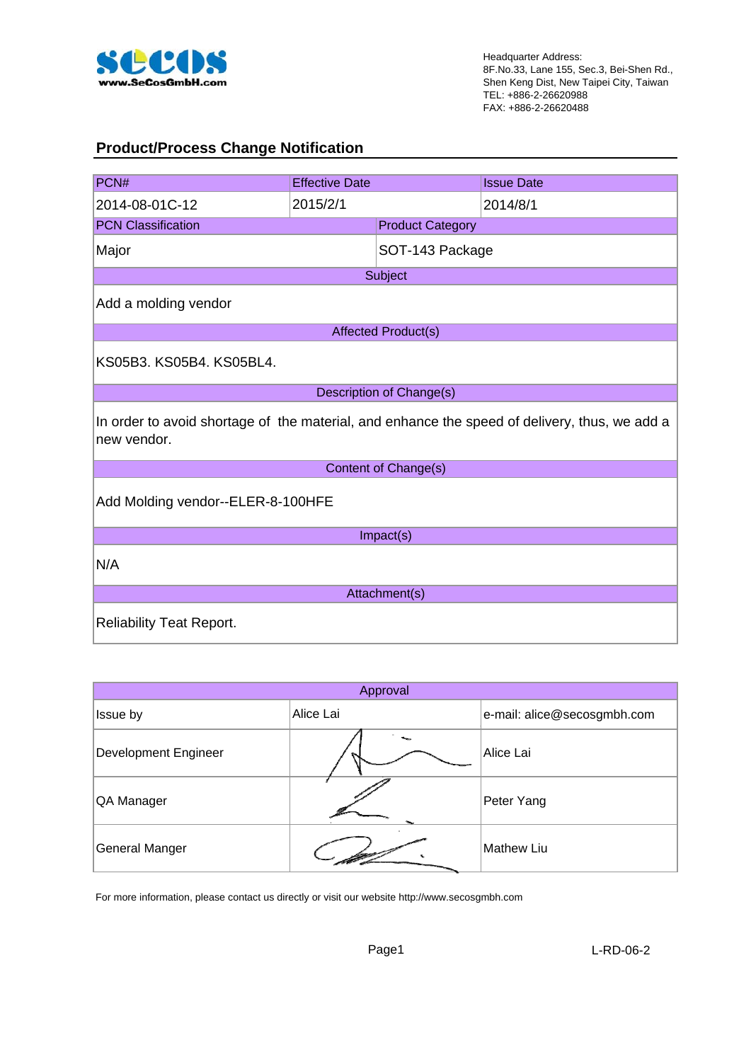Headquarter Address:
8F.No.33, Lane 155, Sec.3, Bei-Shen Rd.,
Shen Keng Dist, New Taipei City, Taiwan
TEL: +886-2-26620988
FAX: +886-2-26620488

## Product/Process Change Notification

| PCN# | Effective Date | Issue Date |
|---|---|---|
| 2014-08-01C-12 | 2015/2/1 | 2014/8/1 |

| PCN Classification | Product Category |
|---|---|
| Major | SOT-143 Package |

**Subject**

Add a molding vendor

**Affected Product(s)**

KS05B3. KS05B4. KS05BL4.

**Description of Change(s)**

In order to avoid shortage of the material, and enhance the speed of delivery, thus, we add a new vendor.

**Content of Change(s)**

Add Molding vendor--ELER-8-100HFE

**Impact(s)**

N/A

**Attachment(s)**

Reliability Teat Report.

| Approval | | |
|---|---|---|
| Issue by | Alice Lai | e-mail: alice@secosgmbh.com |
| Development Engineer | | Alice Lai |
| QA Manager | | Peter Yang |
| General Manger | | Mathew Liu |

For more information, please contact us directly or visit our website http://www.secosgmbh.com

L-RD-06-2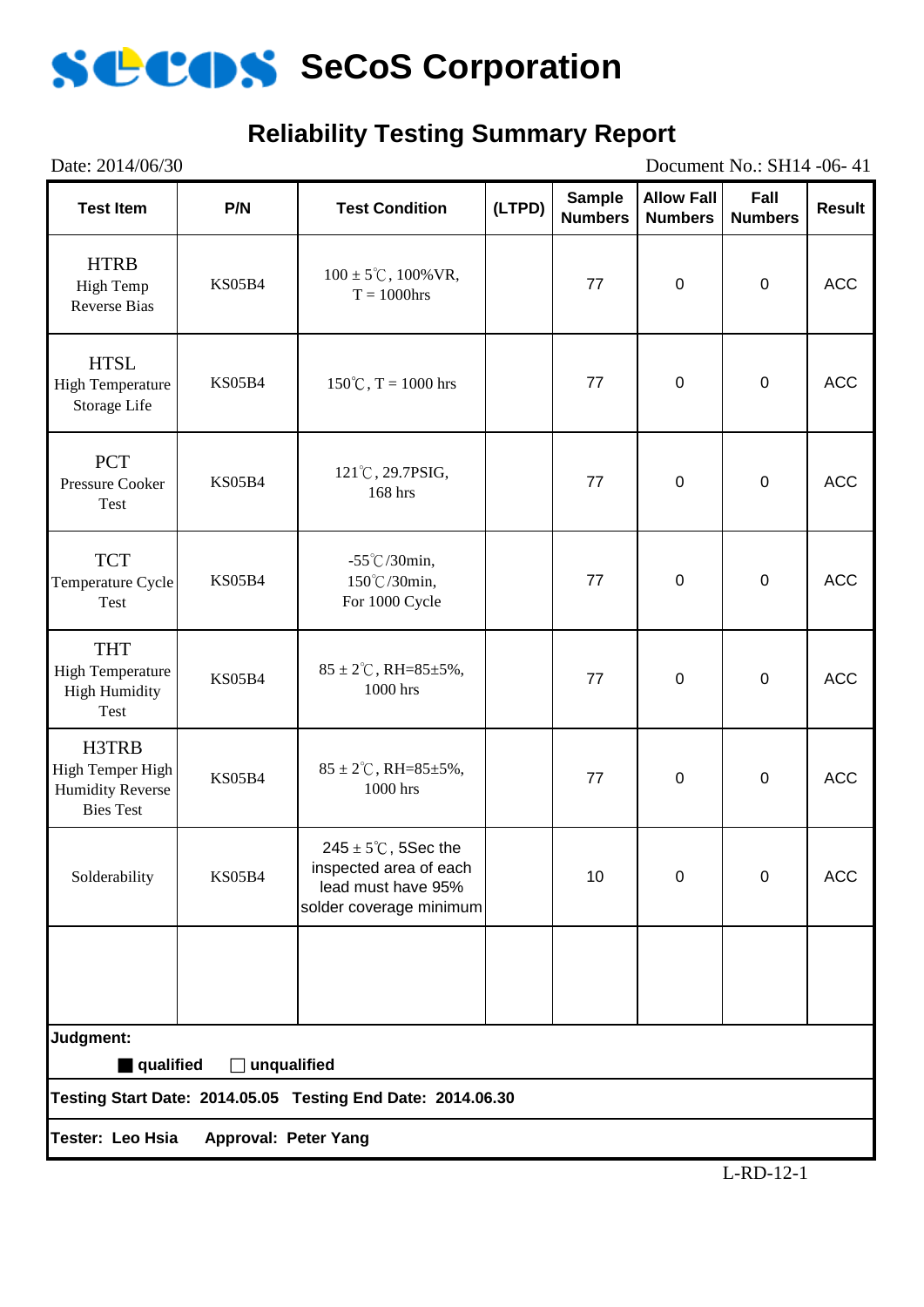# SeCoS Corporation

## Reliability Testing Summary Report

Date: 2014/06/30 Document No.: SH14 -06- 41

| Test Item | P/N | Test Condition | (LTPD) | Sample Numbers | Allow Fall Numbers | Fall Numbers | Result |
|---|---|---|---|---|---|---|---|
| HTRB High Temp Reverse Bias | KS05B4 | 100 ± 5℃, 100%VR, T = 1000hrs | | 77 | 0 | 0 | ACC |
| HTSL High Temperature Storage Life | KS05B4 | 150℃, T = 1000 hrs | | 77 | 0 | 0 | ACC |
| PCT Pressure Cooker Test | KS05B4 | 121℃, 29.7PSIG, 168 hrs | | 77 | 0 | 0 | ACC |
| TCT Temperature Cycle Test | KS05B4 | -55℃/30min, 150℃/30min, For 1000 Cycle | | 77 | 0 | 0 | ACC |
| THT High Temperature High Humidity Test | KS05B4 | 85 ± 2℃, RH=85±5%, 1000 hrs | | 77 | 0 | 0 | ACC |
| H3TRB High Temper High Humidity Reverse Bies Test | KS05B4 | 85 ± 2℃, RH=85±5%, 1000 hrs | | 77 | 0 | 0 | ACC |
| Solderability | KS05B4 | 245 ± 5℃, 5Sec the inspected area of each lead must have 95% solder coverage minimum | | 10 | 0 | 0 | ACC |
| | | | | | | | |

**Judgment:**

■ **qualified** ☐ **unqualified**

**Testing Start Date: 2014.05.05 Testing End Date: 2014.06.30**

**Tester: Leo Hsia Approval: Peter Yang**

L-RD-12-1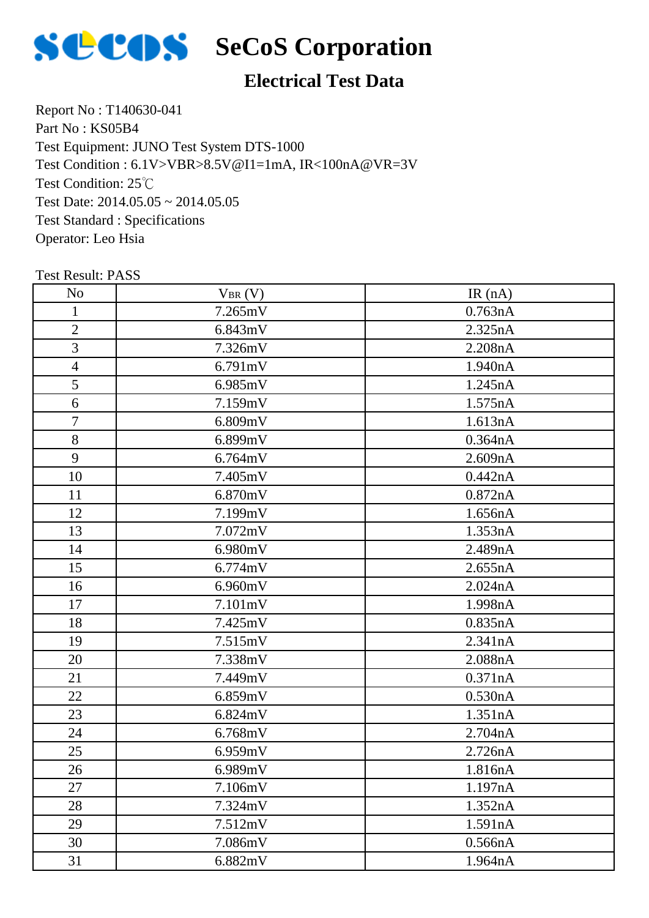# SeCoS Corporation

## Electrical Test Data

Report No : T140630-041
Part No : KS05B4
Test Equipment: JUNO Test System DTS-1000
Test Condition : 6.1V>VBR>8.5V@I1=1mA, IR<100nA@VR=3V
Test Condition: 25℃
Test Date: 2014.05.05 ~ 2014.05.05
Test Standard : Specifications
Operator: Leo Hsia

Test Result: PASS

| No | $V_{BR}$ (V) | IR (nA) |
|---|---|---|
| 1 | 7.265mV | 0.763nA |
| 2 | 6.843mV | 2.325nA |
| 3 | 7.326mV | 2.208nA |
| 4 | 6.791mV | 1.940nA |
| 5 | 6.985mV | 1.245nA |
| 6 | 7.159mV | 1.575nA |
| 7 | 6.809mV | 1.613nA |
| 8 | 6.899mV | 0.364nA |
| 9 | 6.764mV | 2.609nA |
| 10 | 7.405mV | 0.442nA |
| 11 | 6.870mV | 0.872nA |
| 12 | 7.199mV | 1.656nA |
| 13 | 7.072mV | 1.353nA |
| 14 | 6.980mV | 2.489nA |
| 15 | 6.774mV | 2.655nA |
| 16 | 6.960mV | 2.024nA |
| 17 | 7.101mV | 1.998nA |
| 18 | 7.425mV | 0.835nA |
| 19 | 7.515mV | 2.341nA |
| 20 | 7.338mV | 2.088nA |
| 21 | 7.449mV | 0.371nA |
| 22 | 6.859mV | 0.530nA |
| 23 | 6.824mV | 1.351nA |
| 24 | 6.768mV | 2.704nA |
| 25 | 6.959mV | 2.726nA |
| 26 | 6.989mV | 1.816nA |
| 27 | 7.106mV | 1.197nA |
| 28 | 7.324mV | 1.352nA |
| 29 | 7.512mV | 1.591nA |
| 30 | 7.086mV | 0.566nA |
| 31 | 6.882mV | 1.964nA |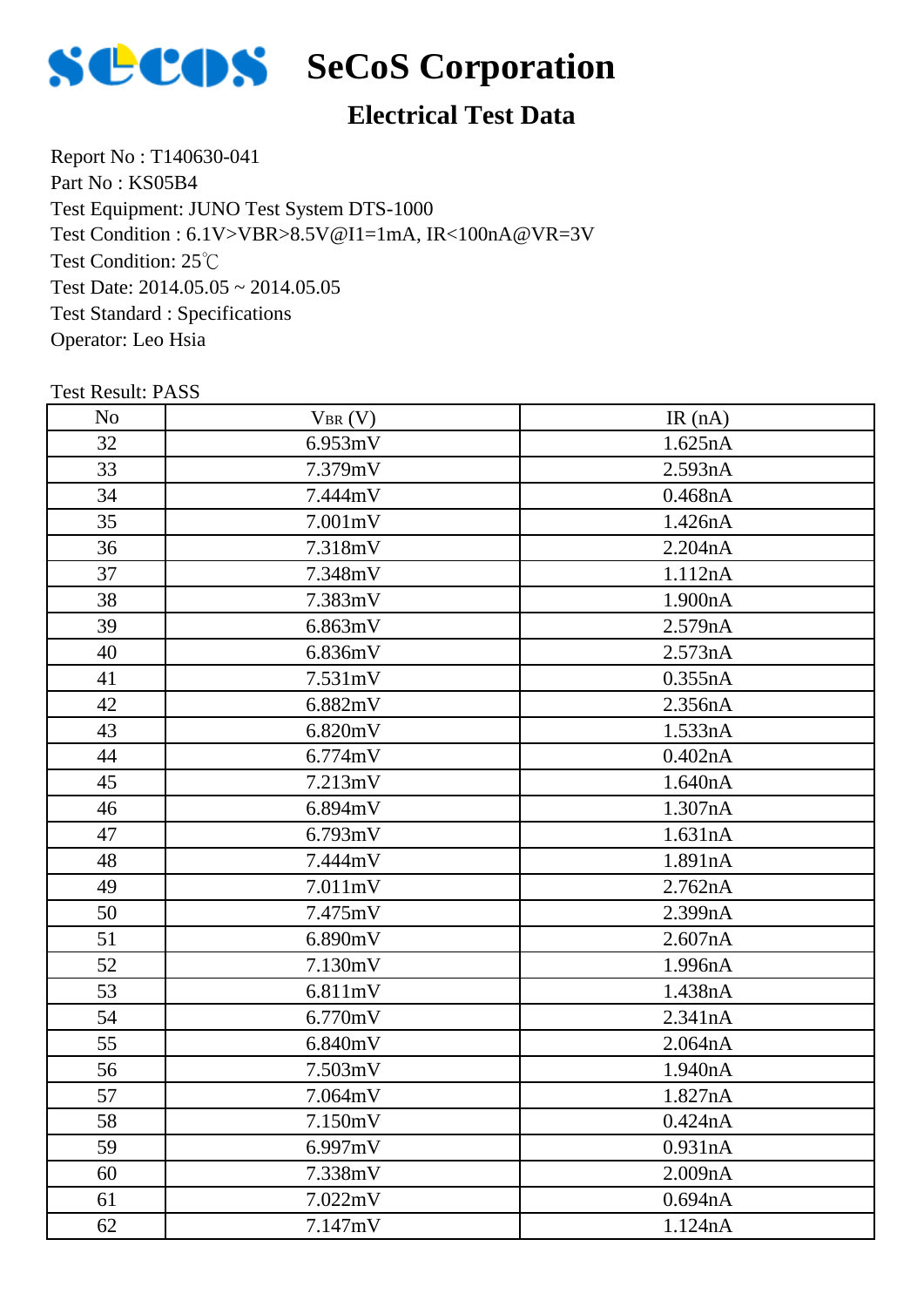# SeCoS Corporation

## Electrical Test Data

Report No : T140630-041
Part No : KS05B4
Test Equipment: JUNO Test System DTS-1000
Test Condition : 6.1V>VBR>8.5V@I1=1mA, IR<100nA@VR=3V
Test Condition: 25℃
Test Date: 2014.05.05 ~ 2014.05.05
Test Standard : Specifications
Operator: Leo Hsia

Test Result: PASS

| No | $V_{BR}$ (V) | IR (nA) |
|---|---|---|
| 32 | 6.953mV | 1.625nA |
| 33 | 7.379mV | 2.593nA |
| 34 | 7.444mV | 0.468nA |
| 35 | 7.001mV | 1.426nA |
| 36 | 7.318mV | 2.204nA |
| 37 | 7.348mV | 1.112nA |
| 38 | 7.383mV | 1.900nA |
| 39 | 6.863mV | 2.579nA |
| 40 | 6.836mV | 2.573nA |
| 41 | 7.531mV | 0.355nA |
| 42 | 6.882mV | 2.356nA |
| 43 | 6.820mV | 1.533nA |
| 44 | 6.774mV | 0.402nA |
| 45 | 7.213mV | 1.640nA |
| 46 | 6.894mV | 1.307nA |
| 47 | 6.793mV | 1.631nA |
| 48 | 7.444mV | 1.891nA |
| 49 | 7.011mV | 2.762nA |
| 50 | 7.475mV | 2.399nA |
| 51 | 6.890mV | 2.607nA |
| 52 | 7.130mV | 1.996nA |
| 53 | 6.811mV | 1.438nA |
| 54 | 6.770mV | 2.341nA |
| 55 | 6.840mV | 2.064nA |
| 56 | 7.503mV | 1.940nA |
| 57 | 7.064mV | 1.827nA |
| 58 | 7.150mV | 0.424nA |
| 59 | 6.997mV | 0.931nA |
| 60 | 7.338mV | 2.009nA |
| 61 | 7.022mV | 0.694nA |
| 62 | 7.147mV | 1.124nA |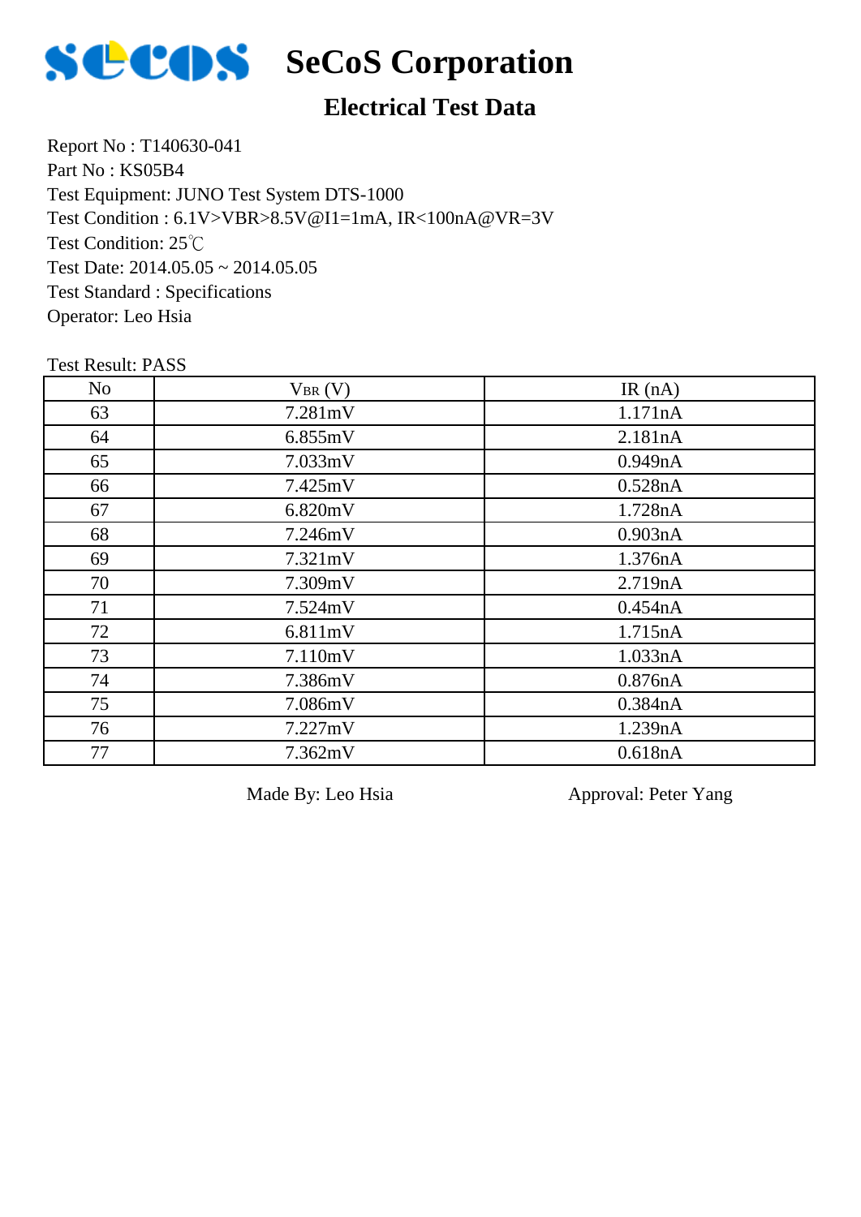# SeCoS Corporation

## Electrical Test Data

Report No : T140630-041
Part No : KS05B4
Test Equipment: JUNO Test System DTS-1000
Test Condition : 6.1V>VBR>8.5V@I1=1mA, IR<100nA@VR=3V
Test Condition: 25℃
Test Date: 2014.05.05 ~ 2014.05.05
Test Standard : Specifications
Operator: Leo Hsia

Test Result: PASS

| No | $V_{BR}$ (V) | IR (nA) |
|---|---|---|
| 63 | 7.281mV | 1.171nA |
| 64 | 6.855mV | 2.181nA |
| 65 | 7.033mV | 0.949nA |
| 66 | 7.425mV | 0.528nA |
| 67 | 6.820mV | 1.728nA |
| 68 | 7.246mV | 0.903nA |
| 69 | 7.321mV | 1.376nA |
| 70 | 7.309mV | 2.719nA |
| 71 | 7.524mV | 0.454nA |
| 72 | 6.811mV | 1.715nA |
| 73 | 7.110mV | 1.033nA |
| 74 | 7.386mV | 0.876nA |
| 75 | 7.086mV | 0.384nA |
| 76 | 7.227mV | 1.239nA |
| 77 | 7.362mV | 0.618nA |

Made By: Leo Hsia

Approval: Peter Yang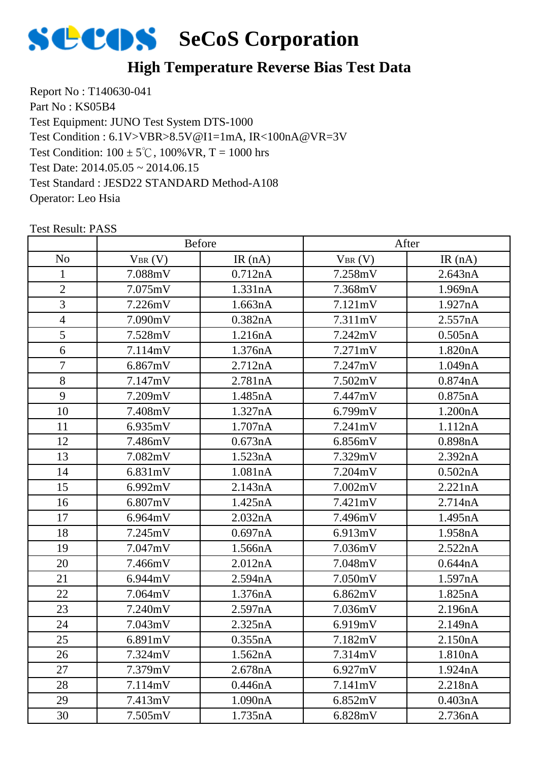# SeCoS Corporation

## High Temperature Reverse Bias Test Data

Report No : T140630-041
Part No : KS05B4
Test Equipment: JUNO Test System DTS-1000
Test Condition : 6.1V>VBR>8.5V@I1=1mA, IR<100nA@VR=3V
Test Condition: 100 ± 5℃, 100%VR, T = 1000 hrs
Test Date: 2014.05.05 ~ 2014.06.15
Test Standard : JESD22 STANDARD Method-A108
Operator: Leo Hsia

Test Result: PASS

| | Before | | After | |
|---|---|---|---|---|
| No | $V_{BR}$ (V) | IR (nA) | $V_{BR}$ (V) | IR (nA) |
| 1 | 7.088mV | 0.712nA | 7.258mV | 2.643nA |
| 2 | 7.075mV | 1.331nA | 7.368mV | 1.969nA |
| 3 | 7.226mV | 1.663nA | 7.121mV | 1.927nA |
| 4 | 7.090mV | 0.382nA | 7.311mV | 2.557nA |
| 5 | 7.528mV | 1.216nA | 7.242mV | 0.505nA |
| 6 | 7.114mV | 1.376nA | 7.271mV | 1.820nA |
| 7 | 6.867mV | 2.712nA | 7.247mV | 1.049nA |
| 8 | 7.147mV | 2.781nA | 7.502mV | 0.874nA |
| 9 | 7.209mV | 1.485nA | 7.447mV | 0.875nA |
| 10 | 7.408mV | 1.327nA | 6.799mV | 1.200nA |
| 11 | 6.935mV | 1.707nA | 7.241mV | 1.112nA |
| 12 | 7.486mV | 0.673nA | 6.856mV | 0.898nA |
| 13 | 7.082mV | 1.523nA | 7.329mV | 2.392nA |
| 14 | 6.831mV | 1.081nA | 7.204mV | 0.502nA |
| 15 | 6.992mV | 2.143nA | 7.002mV | 2.221nA |
| 16 | 6.807mV | 1.425nA | 7.421mV | 2.714nA |
| 17 | 6.964mV | 2.032nA | 7.496mV | 1.495nA |
| 18 | 7.245mV | 0.697nA | 6.913mV | 1.958nA |
| 19 | 7.047mV | 1.566nA | 7.036mV | 2.522nA |
| 20 | 7.466mV | 2.012nA | 7.048mV | 0.644nA |
| 21 | 6.944mV | 2.594nA | 7.050mV | 1.597nA |
| 22 | 7.064mV | 1.376nA | 6.862mV | 1.825nA |
| 23 | 7.240mV | 2.597nA | 7.036mV | 2.196nA |
| 24 | 7.043mV | 2.325nA | 6.919mV | 2.149nA |
| 25 | 6.891mV | 0.355nA | 7.182mV | 2.150nA |
| 26 | 7.324mV | 1.562nA | 7.314mV | 1.810nA |
| 27 | 7.379mV | 2.678nA | 6.927mV | 1.924nA |
| 28 | 7.114mV | 0.446nA | 7.141mV | 2.218nA |
| 29 | 7.413mV | 1.090nA | 6.852mV | 0.403nA |
| 30 | 7.505mV | 1.735nA | 6.828mV | 2.736nA |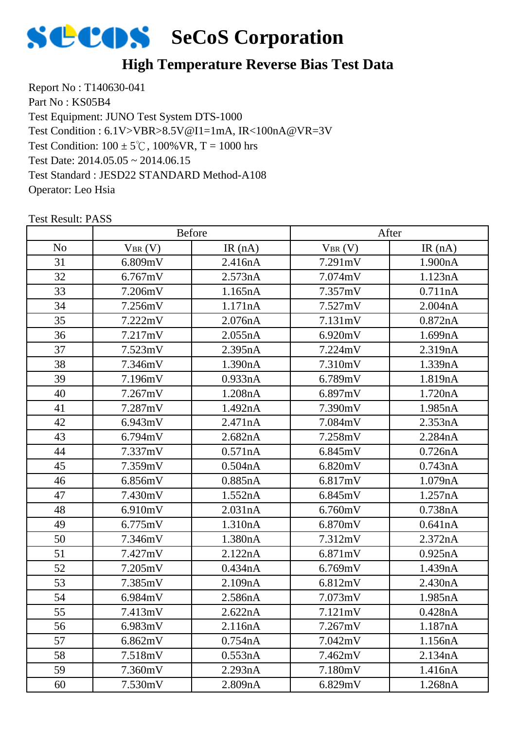# SeCoS Corporation

## High Temperature Reverse Bias Test Data

Report No : T140630-041
Part No : KS05B4
Test Equipment: JUNO Test System DTS-1000
Test Condition : 6.1V>VBR>8.5V@I1=1mA, IR<100nA@VR=3V
Test Condition: 100 ± 5℃, 100%VR, T = 1000 hrs
Test Date: 2014.05.05 ~ 2014.06.15
Test Standard : JESD22 STANDARD Method-A108
Operator: Leo Hsia

Test Result: PASS

| | Before | | After | |
|---|---|---|---|---|
| No | $V_{BR}$ (V) | IR (nA) | $V_{BR}$ (V) | IR (nA) |
| 31 | 6.809mV | 2.416nA | 7.291mV | 1.900nA |
| 32 | 6.767mV | 2.573nA | 7.074mV | 1.123nA |
| 33 | 7.206mV | 1.165nA | 7.357mV | 0.711nA |
| 34 | 7.256mV | 1.171nA | 7.527mV | 2.004nA |
| 35 | 7.222mV | 2.076nA | 7.131mV | 0.872nA |
| 36 | 7.217mV | 2.055nA | 6.920mV | 1.699nA |
| 37 | 7.523mV | 2.395nA | 7.224mV | 2.319nA |
| 38 | 7.346mV | 1.390nA | 7.310mV | 1.339nA |
| 39 | 7.196mV | 0.933nA | 6.789mV | 1.819nA |
| 40 | 7.267mV | 1.208nA | 6.897mV | 1.720nA |
| 41 | 7.287mV | 1.492nA | 7.390mV | 1.985nA |
| 42 | 6.943mV | 2.471nA | 7.084mV | 2.353nA |
| 43 | 6.794mV | 2.682nA | 7.258mV | 2.284nA |
| 44 | 7.337mV | 0.571nA | 6.845mV | 0.726nA |
| 45 | 7.359mV | 0.504nA | 6.820mV | 0.743nA |
| 46 | 6.856mV | 0.885nA | 6.817mV | 1.079nA |
| 47 | 7.430mV | 1.552nA | 6.845mV | 1.257nA |
| 48 | 6.910mV | 2.031nA | 6.760mV | 0.738nA |
| 49 | 6.775mV | 1.310nA | 6.870mV | 0.641nA |
| 50 | 7.346mV | 1.380nA | 7.312mV | 2.372nA |
| 51 | 7.427mV | 2.122nA | 6.871mV | 0.925nA |
| 52 | 7.205mV | 0.434nA | 6.769mV | 1.439nA |
| 53 | 7.385mV | 2.109nA | 6.812mV | 2.430nA |
| 54 | 6.984mV | 2.586nA | 7.073mV | 1.985nA |
| 55 | 7.413mV | 2.622nA | 7.121mV | 0.428nA |
| 56 | 6.983mV | 2.116nA | 7.267mV | 1.187nA |
| 57 | 6.862mV | 0.754nA | 7.042mV | 1.156nA |
| 58 | 7.518mV | 0.553nA | 7.462mV | 2.134nA |
| 59 | 7.360mV | 2.293nA | 7.180mV | 1.416nA |
| 60 | 7.530mV | 2.809nA | 6.829mV | 1.268nA |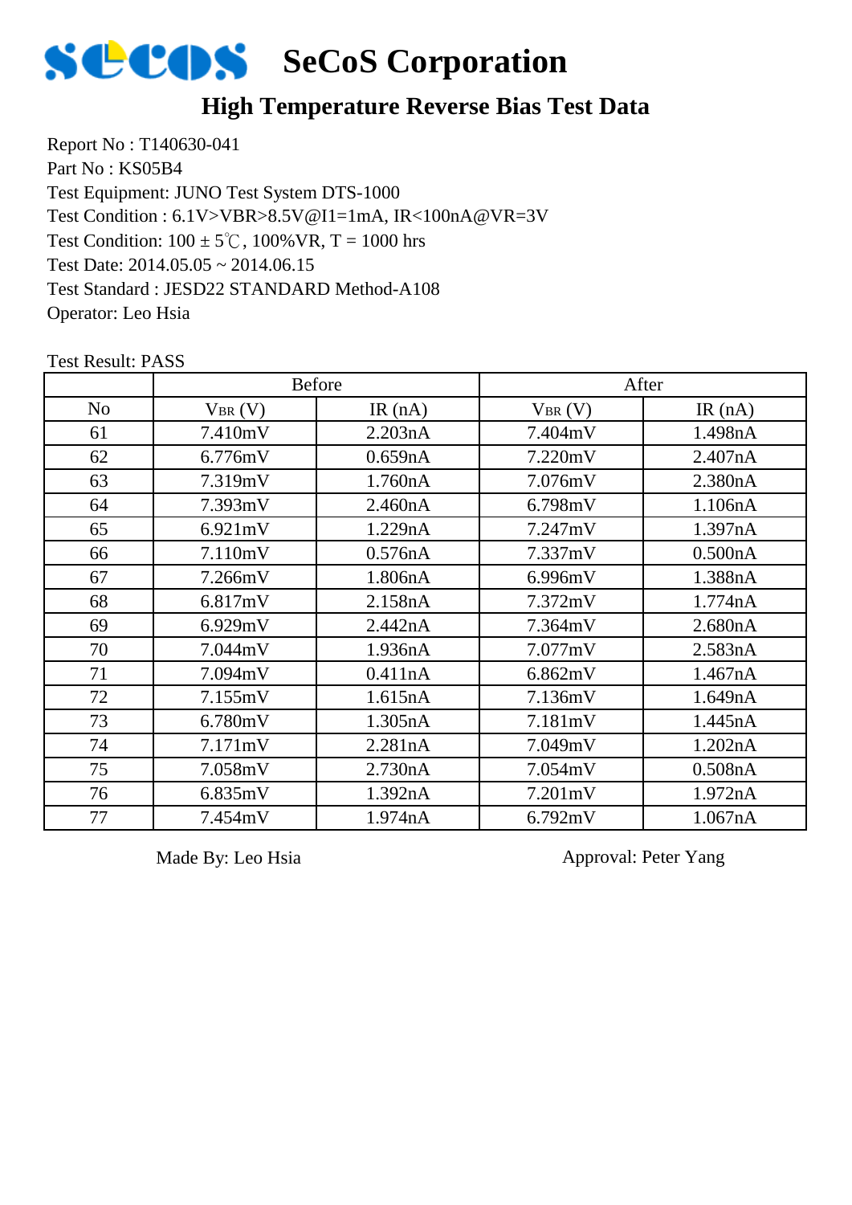# SeCoS Corporation

## High Temperature Reverse Bias Test Data

Report No : T140630-041
Part No : KS05B4
Test Equipment: JUNO Test System DTS-1000
Test Condition : 6.1V>VBR>8.5V@I1=1mA, IR<100nA@VR=3V
Test Condition: 100 ± 5℃, 100%VR, T = 1000 hrs
Test Date: 2014.05.05 ~ 2014.06.15
Test Standard : JESD22 STANDARD Method-A108
Operator: Leo Hsia

Test Result: PASS

| | Before | | After | |
|---|---|---|---|---|
| No | $V_{BR}$ (V) | IR (nA) | $V_{BR}$ (V) | IR (nA) |
| 61 | 7.410mV | 2.203nA | 7.404mV | 1.498nA |
| 62 | 6.776mV | 0.659nA | 7.220mV | 2.407nA |
| 63 | 7.319mV | 1.760nA | 7.076mV | 2.380nA |
| 64 | 7.393mV | 2.460nA | 6.798mV | 1.106nA |
| 65 | 6.921mV | 1.229nA | 7.247mV | 1.397nA |
| 66 | 7.110mV | 0.576nA | 7.337mV | 0.500nA |
| 67 | 7.266mV | 1.806nA | 6.996mV | 1.388nA |
| 68 | 6.817mV | 2.158nA | 7.372mV | 1.774nA |
| 69 | 6.929mV | 2.442nA | 7.364mV | 2.680nA |
| 70 | 7.044mV | 1.936nA | 7.077mV | 2.583nA |
| 71 | 7.094mV | 0.411nA | 6.862mV | 1.467nA |
| 72 | 7.155mV | 1.615nA | 7.136mV | 1.649nA |
| 73 | 6.780mV | 1.305nA | 7.181mV | 1.445nA |
| 74 | 7.171mV | 2.281nA | 7.049mV | 1.202nA |
| 75 | 7.058mV | 2.730nA | 7.054mV | 0.508nA |
| 76 | 6.835mV | 1.392nA | 7.201mV | 1.972nA |
| 77 | 7.454mV | 1.974nA | 6.792mV | 1.067nA |

Made By: Leo Hsia

Approval: Peter Yang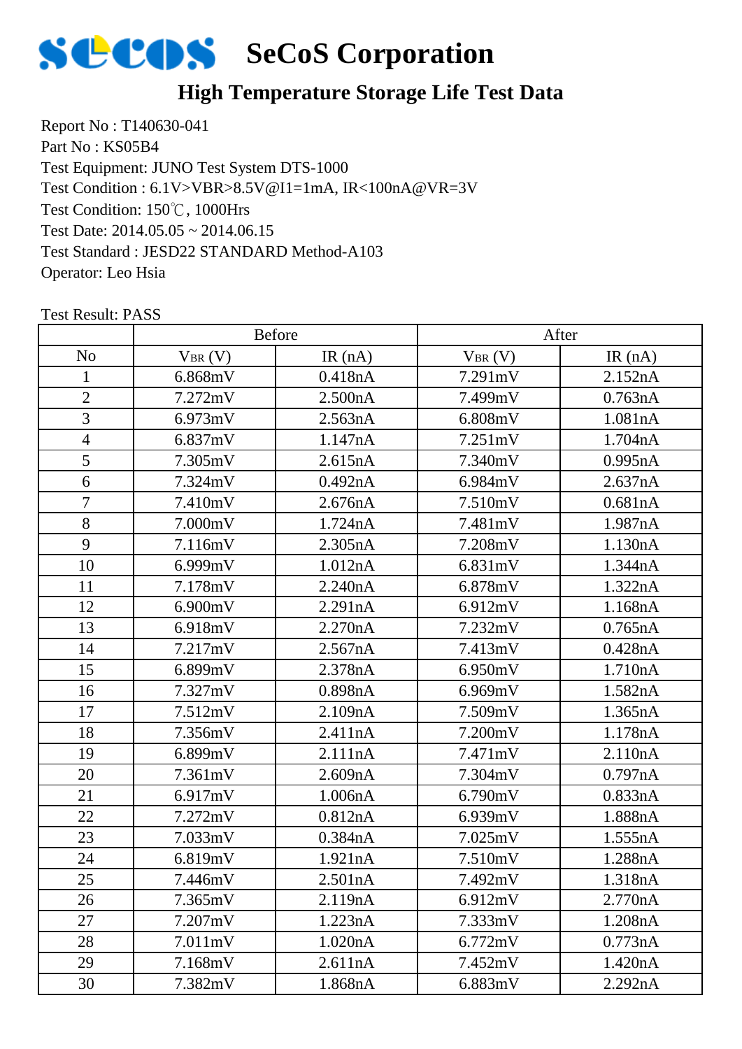# SeCoS Corporation

## High Temperature Storage Life Test Data

Report No : T140630-041
Part No : KS05B4
Test Equipment: JUNO Test System DTS-1000
Test Condition : 6.1V>VBR>8.5V@I1=1mA, IR<100nA@VR=3V
Test Condition: 150℃, 1000Hrs
Test Date: 2014.05.05 ~ 2014.06.15
Test Standard : JESD22 STANDARD Method-A103
Operator: Leo Hsia

Test Result: PASS

| | Before | | After | |
|---|---|---|---|---|
| No | $V_{BR}$ (V) | IR (nA) | $V_{BR}$ (V) | IR (nA) |
| 1 | 6.868mV | 0.418nA | 7.291mV | 2.152nA |
| 2 | 7.272mV | 2.500nA | 7.499mV | 0.763nA |
| 3 | 6.973mV | 2.563nA | 6.808mV | 1.081nA |
| 4 | 6.837mV | 1.147nA | 7.251mV | 1.704nA |
| 5 | 7.305mV | 2.615nA | 7.340mV | 0.995nA |
| 6 | 7.324mV | 0.492nA | 6.984mV | 2.637nA |
| 7 | 7.410mV | 2.676nA | 7.510mV | 0.681nA |
| 8 | 7.000mV | 1.724nA | 7.481mV | 1.987nA |
| 9 | 7.116mV | 2.305nA | 7.208mV | 1.130nA |
| 10 | 6.999mV | 1.012nA | 6.831mV | 1.344nA |
| 11 | 7.178mV | 2.240nA | 6.878mV | 1.322nA |
| 12 | 6.900mV | 2.291nA | 6.912mV | 1.168nA |
| 13 | 6.918mV | 2.270nA | 7.232mV | 0.765nA |
| 14 | 7.217mV | 2.567nA | 7.413mV | 0.428nA |
| 15 | 6.899mV | 2.378nA | 6.950mV | 1.710nA |
| 16 | 7.327mV | 0.898nA | 6.969mV | 1.582nA |
| 17 | 7.512mV | 2.109nA | 7.509mV | 1.365nA |
| 18 | 7.356mV | 2.411nA | 7.200mV | 1.178nA |
| 19 | 6.899mV | 2.111nA | 7.471mV | 2.110nA |
| 20 | 7.361mV | 2.609nA | 7.304mV | 0.797nA |
| 21 | 6.917mV | 1.006nA | 6.790mV | 0.833nA |
| 22 | 7.272mV | 0.812nA | 6.939mV | 1.888nA |
| 23 | 7.033mV | 0.384nA | 7.025mV | 1.555nA |
| 24 | 6.819mV | 1.921nA | 7.510mV | 1.288nA |
| 25 | 7.446mV | 2.501nA | 7.492mV | 1.318nA |
| 26 | 7.365mV | 2.119nA | 6.912mV | 2.770nA |
| 27 | 7.207mV | 1.223nA | 7.333mV | 1.208nA |
| 28 | 7.011mV | 1.020nA | 6.772mV | 0.773nA |
| 29 | 7.168mV | 2.611nA | 7.452mV | 1.420nA |
| 30 | 7.382mV | 1.868nA | 6.883mV | 2.292nA |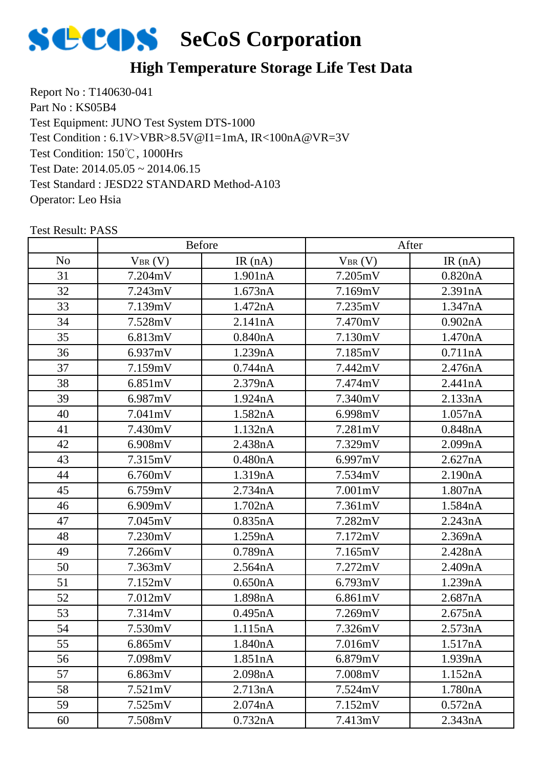# SeCoS Corporation

## High Temperature Storage Life Test Data

Report No : T140630-041
Part No : KS05B4
Test Equipment: JUNO Test System DTS-1000
Test Condition : 6.1V>VBR>8.5V@I1=1mA, IR<100nA@VR=3V
Test Condition: 150℃, 1000Hrs
Test Date: 2014.05.05 ~ 2014.06.15
Test Standard : JESD22 STANDARD Method-A103
Operator: Leo Hsia

Test Result: PASS

| | Before | | After | |
|---|---|---|---|---|
| No | $V_{BR}$ (V) | IR (nA) | $V_{BR}$ (V) | IR (nA) |
| 31 | 7.204mV | 1.901nA | 7.205mV | 0.820nA |
| 32 | 7.243mV | 1.673nA | 7.169mV | 2.391nA |
| 33 | 7.139mV | 1.472nA | 7.235mV | 1.347nA |
| 34 | 7.528mV | 2.141nA | 7.470mV | 0.902nA |
| 35 | 6.813mV | 0.840nA | 7.130mV | 1.470nA |
| 36 | 6.937mV | 1.239nA | 7.185mV | 0.711nA |
| 37 | 7.159mV | 0.744nA | 7.442mV | 2.476nA |
| 38 | 6.851mV | 2.379nA | 7.474mV | 2.441nA |
| 39 | 6.987mV | 1.924nA | 7.340mV | 2.133nA |
| 40 | 7.041mV | 1.582nA | 6.998mV | 1.057nA |
| 41 | 7.430mV | 1.132nA | 7.281mV | 0.848nA |
| 42 | 6.908mV | 2.438nA | 7.329mV | 2.099nA |
| 43 | 7.315mV | 0.480nA | 6.997mV | 2.627nA |
| 44 | 6.760mV | 1.319nA | 7.534mV | 2.190nA |
| 45 | 6.759mV | 2.734nA | 7.001mV | 1.807nA |
| 46 | 6.909mV | 1.702nA | 7.361mV | 1.584nA |
| 47 | 7.045mV | 0.835nA | 7.282mV | 2.243nA |
| 48 | 7.230mV | 1.259nA | 7.172mV | 2.369nA |
| 49 | 7.266mV | 0.789nA | 7.165mV | 2.428nA |
| 50 | 7.363mV | 2.564nA | 7.272mV | 2.409nA |
| 51 | 7.152mV | 0.650nA | 6.793mV | 1.239nA |
| 52 | 7.012mV | 1.898nA | 6.861mV | 2.687nA |
| 53 | 7.314mV | 0.495nA | 7.269mV | 2.675nA |
| 54 | 7.530mV | 1.115nA | 7.326mV | 2.573nA |
| 55 | 6.865mV | 1.840nA | 7.016mV | 1.517nA |
| 56 | 7.098mV | 1.851nA | 6.879mV | 1.939nA |
| 57 | 6.863mV | 2.098nA | 7.008mV | 1.152nA |
| 58 | 7.521mV | 2.713nA | 7.524mV | 1.780nA |
| 59 | 7.525mV | 2.074nA | 7.152mV | 0.572nA |
| 60 | 7.508mV | 0.732nA | 7.413mV | 2.343nA |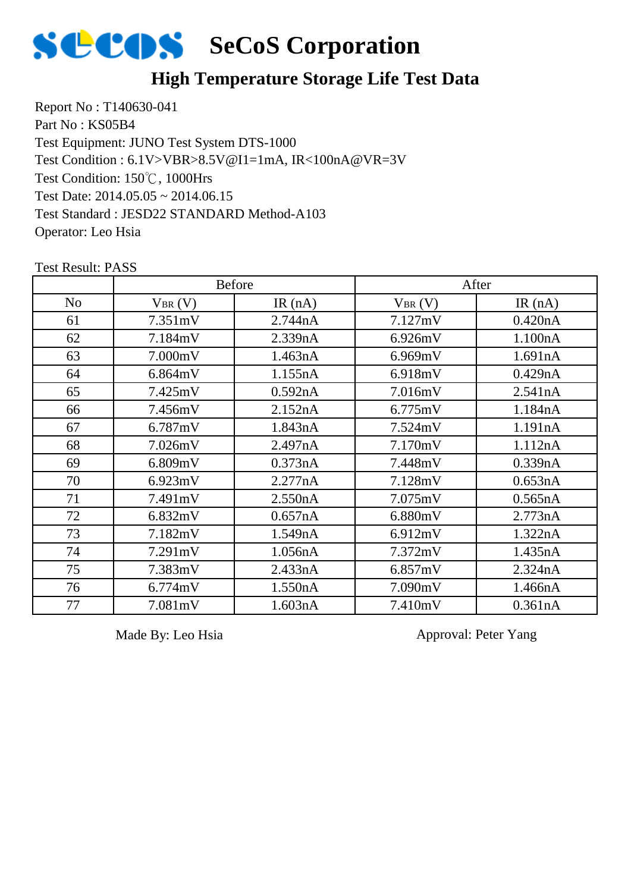# SeCoS Corporation

## High Temperature Storage Life Test Data

Report No : T140630-041
Part No : KS05B4
Test Equipment: JUNO Test System DTS-1000
Test Condition : 6.1V>VBR>8.5V@I1=1mA, IR<100nA@VR=3V
Test Condition: 150℃, 1000Hrs
Test Date: 2014.05.05 ~ 2014.06.15
Test Standard : JESD22 STANDARD Method-A103
Operator: Leo Hsia

Test Result: PASS

| | Before | | After | |
|---|---|---|---|---|
| No | $V_{BR}$ (V) | IR (nA) | $V_{BR}$ (V) | IR (nA) |
| 61 | 7.351mV | 2.744nA | 7.127mV | 0.420nA |
| 62 | 7.184mV | 2.339nA | 6.926mV | 1.100nA |
| 63 | 7.000mV | 1.463nA | 6.969mV | 1.691nA |
| 64 | 6.864mV | 1.155nA | 6.918mV | 0.429nA |
| 65 | 7.425mV | 0.592nA | 7.016mV | 2.541nA |
| 66 | 7.456mV | 2.152nA | 6.775mV | 1.184nA |
| 67 | 6.787mV | 1.843nA | 7.524mV | 1.191nA |
| 68 | 7.026mV | 2.497nA | 7.170mV | 1.112nA |
| 69 | 6.809mV | 0.373nA | 7.448mV | 0.339nA |
| 70 | 6.923mV | 2.277nA | 7.128mV | 0.653nA |
| 71 | 7.491mV | 2.550nA | 7.075mV | 0.565nA |
| 72 | 6.832mV | 0.657nA | 6.880mV | 2.773nA |
| 73 | 7.182mV | 1.549nA | 6.912mV | 1.322nA |
| 74 | 7.291mV | 1.056nA | 7.372mV | 1.435nA |
| 75 | 7.383mV | 2.433nA | 6.857mV | 2.324nA |
| 76 | 6.774mV | 1.550nA | 7.090mV | 1.466nA |
| 77 | 7.081mV | 1.603nA | 7.410mV | 0.361nA |

Made By: Leo Hsia　　　　　　　　　　Approval: Peter Yang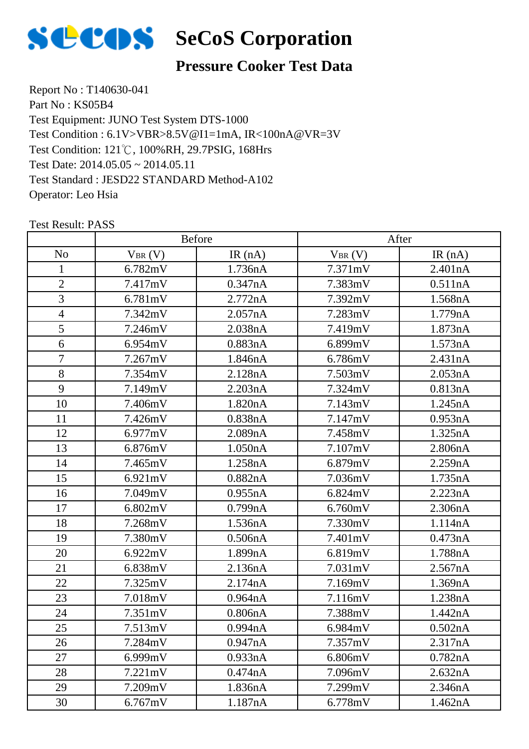# SeCoS Corporation

## Pressure Cooker Test Data

Report No : T140630-041
Part No : KS05B4
Test Equipment: JUNO Test System DTS-1000
Test Condition : 6.1V>VBR>8.5V@I1=1mA, IR<100nA@VR=3V
Test Condition: 121℃, 100%RH, 29.7PSIG, 168Hrs
Test Date: 2014.05.05 ~ 2014.05.11
Test Standard : JESD22 STANDARD Method-A102
Operator: Leo Hsia

Test Result: PASS

| | Before | | After | |
|---|---|---|---|---|
| No | $V_{BR}$ (V) | IR (nA) | $V_{BR}$ (V) | IR (nA) |
| 1 | 6.782mV | 1.736nA | 7.371mV | 2.401nA |
| 2 | 7.417mV | 0.347nA | 7.383mV | 0.511nA |
| 3 | 6.781mV | 2.772nA | 7.392mV | 1.568nA |
| 4 | 7.342mV | 2.057nA | 7.283mV | 1.779nA |
| 5 | 7.246mV | 2.038nA | 7.419mV | 1.873nA |
| 6 | 6.954mV | 0.883nA | 6.899mV | 1.573nA |
| 7 | 7.267mV | 1.846nA | 6.786mV | 2.431nA |
| 8 | 7.354mV | 2.128nA | 7.503mV | 2.053nA |
| 9 | 7.149mV | 2.203nA | 7.324mV | 0.813nA |
| 10 | 7.406mV | 1.820nA | 7.143mV | 1.245nA |
| 11 | 7.426mV | 0.838nA | 7.147mV | 0.953nA |
| 12 | 6.977mV | 2.089nA | 7.458mV | 1.325nA |
| 13 | 6.876mV | 1.050nA | 7.107mV | 2.806nA |
| 14 | 7.465mV | 1.258nA | 6.879mV | 2.259nA |
| 15 | 6.921mV | 0.882nA | 7.036mV | 1.735nA |
| 16 | 7.049mV | 0.955nA | 6.824mV | 2.223nA |
| 17 | 6.802mV | 0.799nA | 6.760mV | 2.306nA |
| 18 | 7.268mV | 1.536nA | 7.330mV | 1.114nA |
| 19 | 7.380mV | 0.506nA | 7.401mV | 0.473nA |
| 20 | 6.922mV | 1.899nA | 6.819mV | 1.788nA |
| 21 | 6.838mV | 2.136nA | 7.031mV | 2.567nA |
| 22 | 7.325mV | 2.174nA | 7.169mV | 1.369nA |
| 23 | 7.018mV | 0.964nA | 7.116mV | 1.238nA |
| 24 | 7.351mV | 0.806nA | 7.388mV | 1.442nA |
| 25 | 7.513mV | 0.994nA | 6.984mV | 0.502nA |
| 26 | 7.284mV | 0.947nA | 7.357mV | 2.317nA |
| 27 | 6.999mV | 0.933nA | 6.806mV | 0.782nA |
| 28 | 7.221mV | 0.474nA | 7.096mV | 2.632nA |
| 29 | 7.209mV | 1.836nA | 7.299mV | 2.346nA |
| 30 | 6.767mV | 1.187nA | 6.778mV | 1.462nA |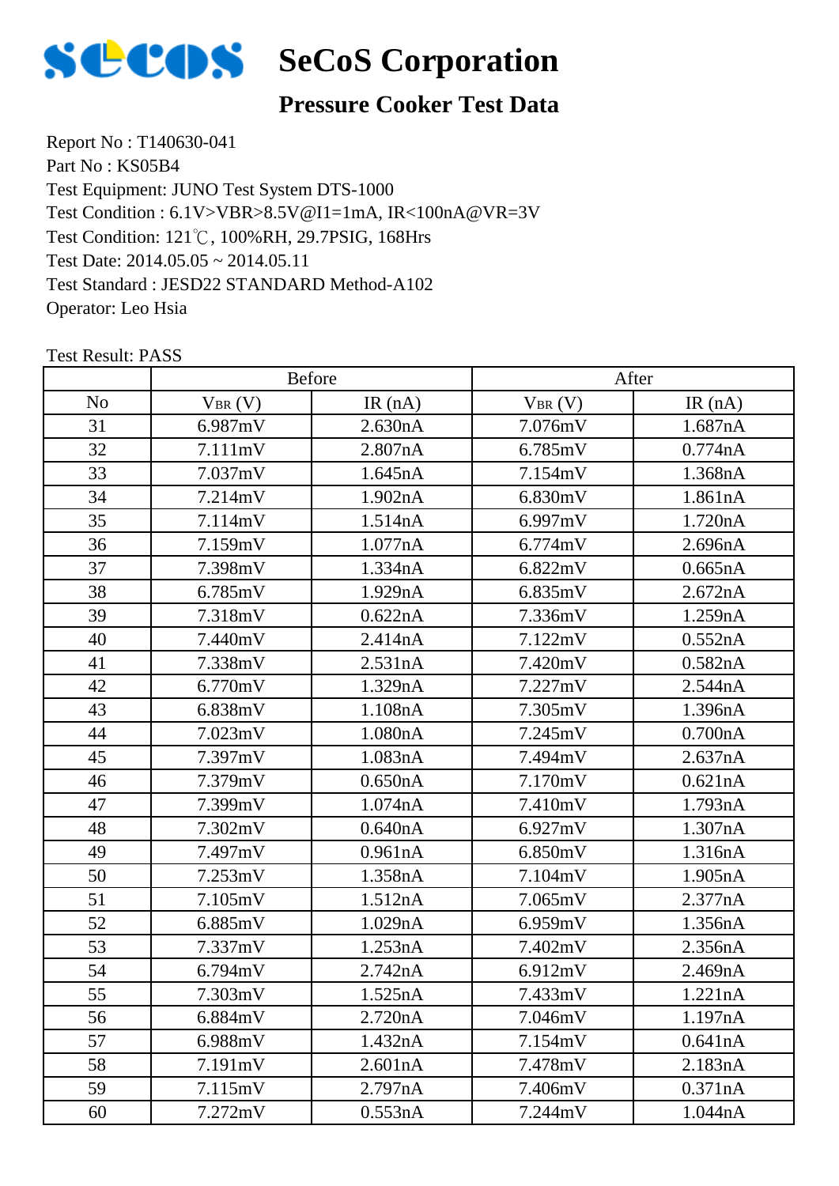# SeCoS Corporation

## Pressure Cooker Test Data

Report No : T140630-041
Part No : KS05B4
Test Equipment: JUNO Test System DTS-1000
Test Condition : 6.1V>VBR>8.5V@I1=1mA, IR<100nA@VR=3V
Test Condition: 121℃, 100%RH, 29.7PSIG, 168Hrs
Test Date: 2014.05.05 ~ 2014.05.11
Test Standard : JESD22 STANDARD Method-A102
Operator: Leo Hsia

Test Result: PASS

| | Before | | After | |
|---|---|---|---|---|
| No | $V_{BR}$ (V) | IR (nA) | $V_{BR}$ (V) | IR (nA) |
| 31 | 6.987mV | 2.630nA | 7.076mV | 1.687nA |
| 32 | 7.111mV | 2.807nA | 6.785mV | 0.774nA |
| 33 | 7.037mV | 1.645nA | 7.154mV | 1.368nA |
| 34 | 7.214mV | 1.902nA | 6.830mV | 1.861nA |
| 35 | 7.114mV | 1.514nA | 6.997mV | 1.720nA |
| 36 | 7.159mV | 1.077nA | 6.774mV | 2.696nA |
| 37 | 7.398mV | 1.334nA | 6.822mV | 0.665nA |
| 38 | 6.785mV | 1.929nA | 6.835mV | 2.672nA |
| 39 | 7.318mV | 0.622nA | 7.336mV | 1.259nA |
| 40 | 7.440mV | 2.414nA | 7.122mV | 0.552nA |
| 41 | 7.338mV | 2.531nA | 7.420mV | 0.582nA |
| 42 | 6.770mV | 1.329nA | 7.227mV | 2.544nA |
| 43 | 6.838mV | 1.108nA | 7.305mV | 1.396nA |
| 44 | 7.023mV | 1.080nA | 7.245mV | 0.700nA |
| 45 | 7.397mV | 1.083nA | 7.494mV | 2.637nA |
| 46 | 7.379mV | 0.650nA | 7.170mV | 0.621nA |
| 47 | 7.399mV | 1.074nA | 7.410mV | 1.793nA |
| 48 | 7.302mV | 0.640nA | 6.927mV | 1.307nA |
| 49 | 7.497mV | 0.961nA | 6.850mV | 1.316nA |
| 50 | 7.253mV | 1.358nA | 7.104mV | 1.905nA |
| 51 | 7.105mV | 1.512nA | 7.065mV | 2.377nA |
| 52 | 6.885mV | 1.029nA | 6.959mV | 1.356nA |
| 53 | 7.337mV | 1.253nA | 7.402mV | 2.356nA |
| 54 | 6.794mV | 2.742nA | 6.912mV | 2.469nA |
| 55 | 7.303mV | 1.525nA | 7.433mV | 1.221nA |
| 56 | 6.884mV | 2.720nA | 7.046mV | 1.197nA |
| 57 | 6.988mV | 1.432nA | 7.154mV | 0.641nA |
| 58 | 7.191mV | 2.601nA | 7.478mV | 2.183nA |
| 59 | 7.115mV | 2.797nA | 7.406mV | 0.371nA |
| 60 | 7.272mV | 0.553nA | 7.244mV | 1.044nA |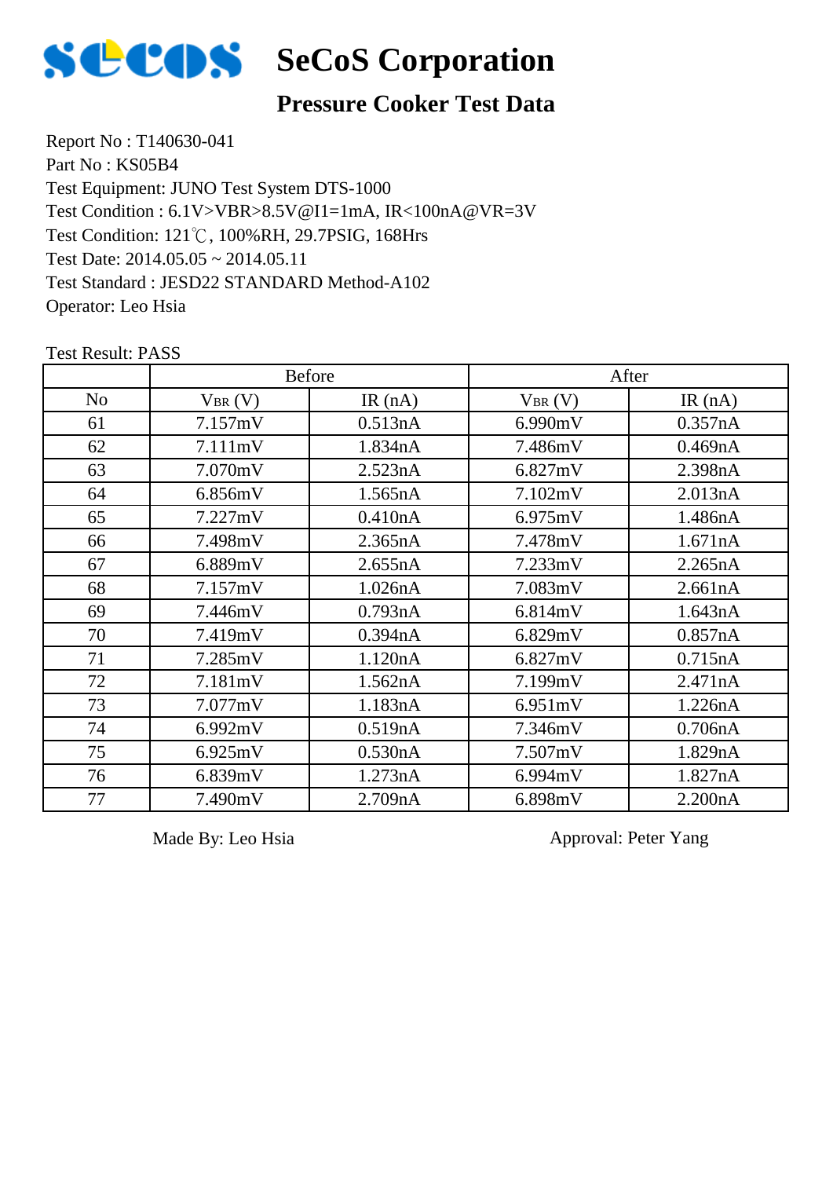# SeCoS Corporation

## Pressure Cooker Test Data

Report No : T140630-041
Part No : KS05B4
Test Equipment: JUNO Test System DTS-1000
Test Condition : 6.1V>VBR>8.5V@I1=1mA, IR<100nA@VR=3V
Test Condition: 121℃, 100%RH, 29.7PSIG, 168Hrs
Test Date: 2014.05.05 ~ 2014.05.11
Test Standard : JESD22 STANDARD Method-A102
Operator: Leo Hsia

Test Result: PASS

| | Before | | After | |
|---|---|---|---|---|
| No | $V_{BR}$ (V) | IR (nA) | $V_{BR}$ (V) | IR (nA) |
| 61 | 7.157mV | 0.513nA | 6.990mV | 0.357nA |
| 62 | 7.111mV | 1.834nA | 7.486mV | 0.469nA |
| 63 | 7.070mV | 2.523nA | 6.827mV | 2.398nA |
| 64 | 6.856mV | 1.565nA | 7.102mV | 2.013nA |
| 65 | 7.227mV | 0.410nA | 6.975mV | 1.486nA |
| 66 | 7.498mV | 2.365nA | 7.478mV | 1.671nA |
| 67 | 6.889mV | 2.655nA | 7.233mV | 2.265nA |
| 68 | 7.157mV | 1.026nA | 7.083mV | 2.661nA |
| 69 | 7.446mV | 0.793nA | 6.814mV | 1.643nA |
| 70 | 7.419mV | 0.394nA | 6.829mV | 0.857nA |
| 71 | 7.285mV | 1.120nA | 6.827mV | 0.715nA |
| 72 | 7.181mV | 1.562nA | 7.199mV | 2.471nA |
| 73 | 7.077mV | 1.183nA | 6.951mV | 1.226nA |
| 74 | 6.992mV | 0.519nA | 7.346mV | 0.706nA |
| 75 | 6.925mV | 0.530nA | 7.507mV | 1.829nA |
| 76 | 6.839mV | 1.273nA | 6.994mV | 1.827nA |
| 77 | 7.490mV | 2.709nA | 6.898mV | 2.200nA |

Made By: Leo Hsia    Approval: Peter Yang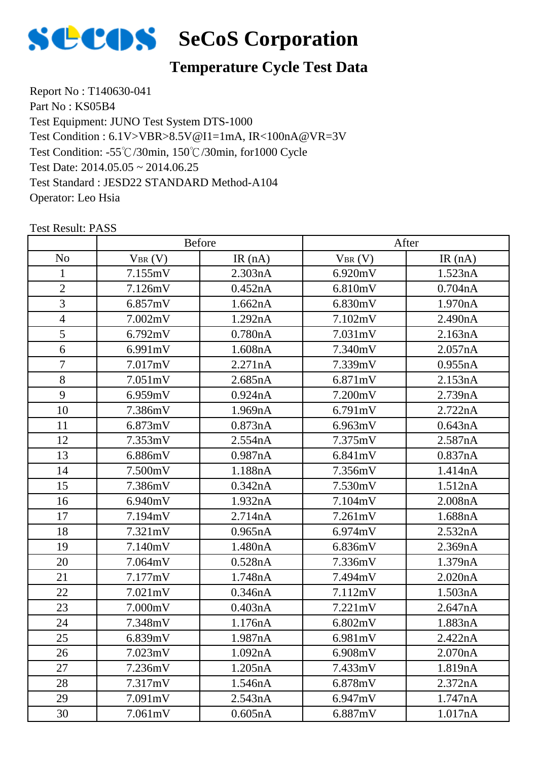# SeCoS Corporation

## Temperature Cycle Test Data

Report No : T140630-041
Part No : KS05B4
Test Equipment: JUNO Test System DTS-1000
Test Condition : 6.1V>VBR>8.5V@I1=1mA, IR<100nA@VR=3V
Test Condition: -55℃/30min, 150℃/30min, for1000 Cycle
Test Date: 2014.05.05 ~ 2014.06.25
Test Standard : JESD22 STANDARD Method-A104
Operator: Leo Hsia

Test Result: PASS

| | Before | | After | |
|---|---|---|---|---|
| No | $V_{BR}$ (V) | IR (nA) | $V_{BR}$ (V) | IR (nA) |
| 1 | 7.155mV | 2.303nA | 6.920mV | 1.523nA |
| 2 | 7.126mV | 0.452nA | 6.810mV | 0.704nA |
| 3 | 6.857mV | 1.662nA | 6.830mV | 1.970nA |
| 4 | 7.002mV | 1.292nA | 7.102mV | 2.490nA |
| 5 | 6.792mV | 0.780nA | 7.031mV | 2.163nA |
| 6 | 6.991mV | 1.608nA | 7.340mV | 2.057nA |
| 7 | 7.017mV | 2.271nA | 7.339mV | 0.955nA |
| 8 | 7.051mV | 2.685nA | 6.871mV | 2.153nA |
| 9 | 6.959mV | 0.924nA | 7.200mV | 2.739nA |
| 10 | 7.386mV | 1.969nA | 6.791mV | 2.722nA |
| 11 | 6.873mV | 0.873nA | 6.963mV | 0.643nA |
| 12 | 7.353mV | 2.554nA | 7.375mV | 2.587nA |
| 13 | 6.886mV | 0.987nA | 6.841mV | 0.837nA |
| 14 | 7.500mV | 1.188nA | 7.356mV | 1.414nA |
| 15 | 7.386mV | 0.342nA | 7.530mV | 1.512nA |
| 16 | 6.940mV | 1.932nA | 7.104mV | 2.008nA |
| 17 | 7.194mV | 2.714nA | 7.261mV | 1.688nA |
| 18 | 7.321mV | 0.965nA | 6.974mV | 2.532nA |
| 19 | 7.140mV | 1.480nA | 6.836mV | 2.369nA |
| 20 | 7.064mV | 0.528nA | 7.336mV | 1.379nA |
| 21 | 7.177mV | 1.748nA | 7.494mV | 2.020nA |
| 22 | 7.021mV | 0.346nA | 7.112mV | 1.503nA |
| 23 | 7.000mV | 0.403nA | 7.221mV | 2.647nA |
| 24 | 7.348mV | 1.176nA | 6.802mV | 1.883nA |
| 25 | 6.839mV | 1.987nA | 6.981mV | 2.422nA |
| 26 | 7.023mV | 1.092nA | 6.908mV | 2.070nA |
| 27 | 7.236mV | 1.205nA | 7.433mV | 1.819nA |
| 28 | 7.317mV | 1.546nA | 6.878mV | 2.372nA |
| 29 | 7.091mV | 2.543nA | 6.947mV | 1.747nA |
| 30 | 7.061mV | 0.605nA | 6.887mV | 1.017nA |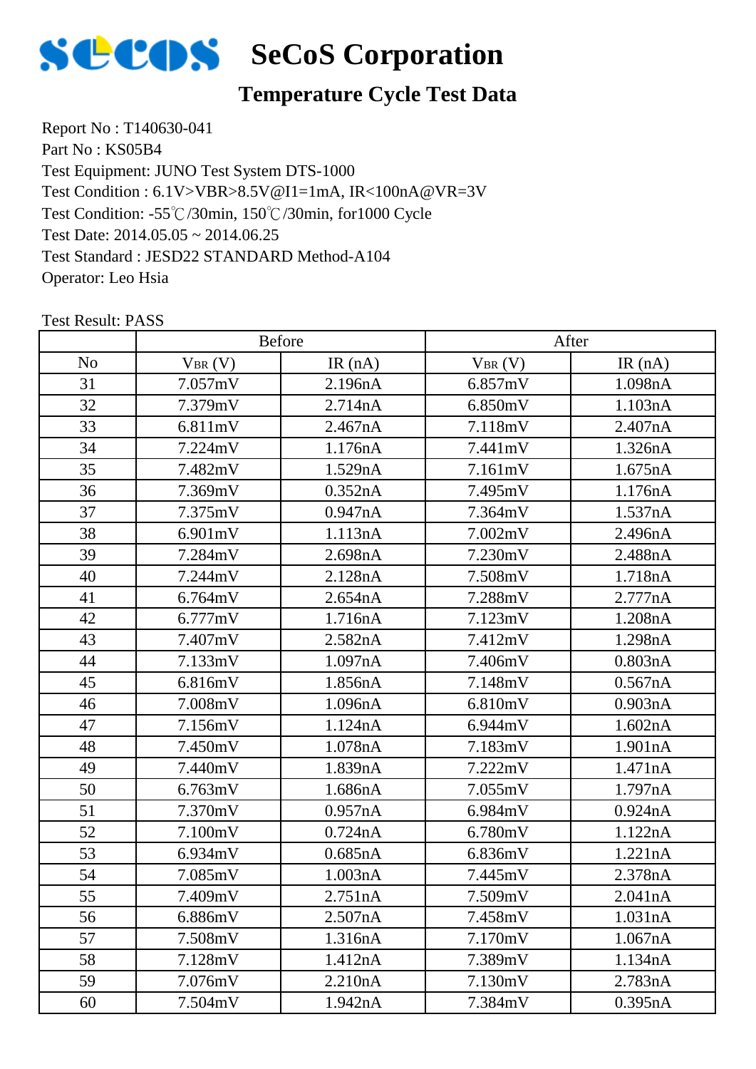# SeCoS Corporation

## Temperature Cycle Test Data

Report No : T140630-041
Part No : KS05B4
Test Equipment: JUNO Test System DTS-1000
Test Condition : 6.1V>VBR>8.5V@I1=1mA, IR<100nA@VR=3V
Test Condition: -55℃/30min, 150℃/30min, for1000 Cycle
Test Date: 2014.05.05 ~ 2014.06.25
Test Standard : JESD22 STANDARD Method-A104
Operator: Leo Hsia

Test Result: PASS

| | Before | | After | |
|---|---|---|---|---|
| No | $V_{BR}$ (V) | IR (nA) | $V_{BR}$ (V) | IR (nA) |
| 31 | 7.057mV | 2.196nA | 6.857mV | 1.098nA |
| 32 | 7.379mV | 2.714nA | 6.850mV | 1.103nA |
| 33 | 6.811mV | 2.467nA | 7.118mV | 2.407nA |
| 34 | 7.224mV | 1.176nA | 7.441mV | 1.326nA |
| 35 | 7.482mV | 1.529nA | 7.161mV | 1.675nA |
| 36 | 7.369mV | 0.352nA | 7.495mV | 1.176nA |
| 37 | 7.375mV | 0.947nA | 7.364mV | 1.537nA |
| 38 | 6.901mV | 1.113nA | 7.002mV | 2.496nA |
| 39 | 7.284mV | 2.698nA | 7.230mV | 2.488nA |
| 40 | 7.244mV | 2.128nA | 7.508mV | 1.718nA |
| 41 | 6.764mV | 2.654nA | 7.288mV | 2.777nA |
| 42 | 6.777mV | 1.716nA | 7.123mV | 1.208nA |
| 43 | 7.407mV | 2.582nA | 7.412mV | 1.298nA |
| 44 | 7.133mV | 1.097nA | 7.406mV | 0.803nA |
| 45 | 6.816mV | 1.856nA | 7.148mV | 0.567nA |
| 46 | 7.008mV | 1.096nA | 6.810mV | 0.903nA |
| 47 | 7.156mV | 1.124nA | 6.944mV | 1.602nA |
| 48 | 7.450mV | 1.078nA | 7.183mV | 1.901nA |
| 49 | 7.440mV | 1.839nA | 7.222mV | 1.471nA |
| 50 | 6.763mV | 1.686nA | 7.055mV | 1.797nA |
| 51 | 7.370mV | 0.957nA | 6.984mV | 0.924nA |
| 52 | 7.100mV | 0.724nA | 6.780mV | 1.122nA |
| 53 | 6.934mV | 0.685nA | 6.836mV | 1.221nA |
| 54 | 7.085mV | 1.003nA | 7.445mV | 2.378nA |
| 55 | 7.409mV | 2.751nA | 7.509mV | 2.041nA |
| 56 | 6.886mV | 2.507nA | 7.458mV | 1.031nA |
| 57 | 7.508mV | 1.316nA | 7.170mV | 1.067nA |
| 58 | 7.128mV | 1.412nA | 7.389mV | 1.134nA |
| 59 | 7.076mV | 2.210nA | 7.130mV | 2.783nA |
| 60 | 7.504mV | 1.942nA | 7.384mV | 0.395nA |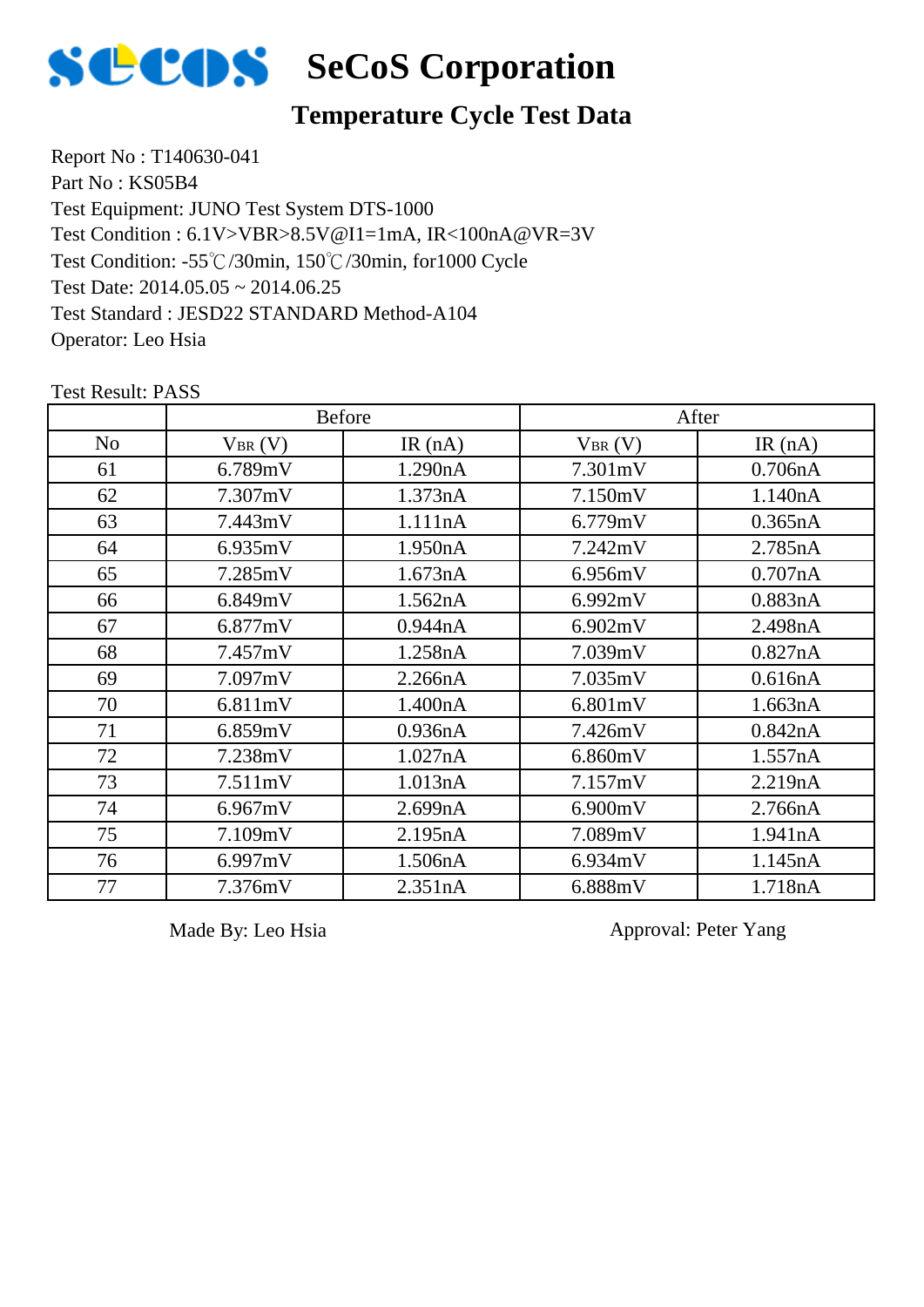# SeCoS Corporation

## Temperature Cycle Test Data

Report No : T140630-041
Part No : KS05B4
Test Equipment: JUNO Test System DTS-1000
Test Condition : 6.1V>VBR>8.5V@I1=1mA, IR<100nA@VR=3V
Test Condition: -55℃/30min, 150℃/30min, for1000 Cycle
Test Date: 2014.05.05 ~ 2014.06.25
Test Standard : JESD22 STANDARD Method-A104
Operator: Leo Hsia

Test Result: PASS

| | Before | | After | |
|---|---|---|---|---|
| No | $V_{BR}$ (V) | IR (nA) | $V_{BR}$ (V) | IR (nA) |
| 61 | 6.789mV | 1.290nA | 7.301mV | 0.706nA |
| 62 | 7.307mV | 1.373nA | 7.150mV | 1.140nA |
| 63 | 7.443mV | 1.111nA | 6.779mV | 0.365nA |
| 64 | 6.935mV | 1.950nA | 7.242mV | 2.785nA |
| 65 | 7.285mV | 1.673nA | 6.956mV | 0.707nA |
| 66 | 6.849mV | 1.562nA | 6.992mV | 0.883nA |
| 67 | 6.877mV | 0.944nA | 6.902mV | 2.498nA |
| 68 | 7.457mV | 1.258nA | 7.039mV | 0.827nA |
| 69 | 7.097mV | 2.266nA | 7.035mV | 0.616nA |
| 70 | 6.811mV | 1.400nA | 6.801mV | 1.663nA |
| 71 | 6.859mV | 0.936nA | 7.426mV | 0.842nA |
| 72 | 7.238mV | 1.027nA | 6.860mV | 1.557nA |
| 73 | 7.511mV | 1.013nA | 7.157mV | 2.219nA |
| 74 | 6.967mV | 2.699nA | 6.900mV | 2.766nA |
| 75 | 7.109mV | 2.195nA | 7.089mV | 1.941nA |
| 76 | 6.997mV | 1.506nA | 6.934mV | 1.145nA |
| 77 | 7.376mV | 2.351nA | 6.888mV | 1.718nA |

Made By: Leo Hsia

Approval: Peter Yang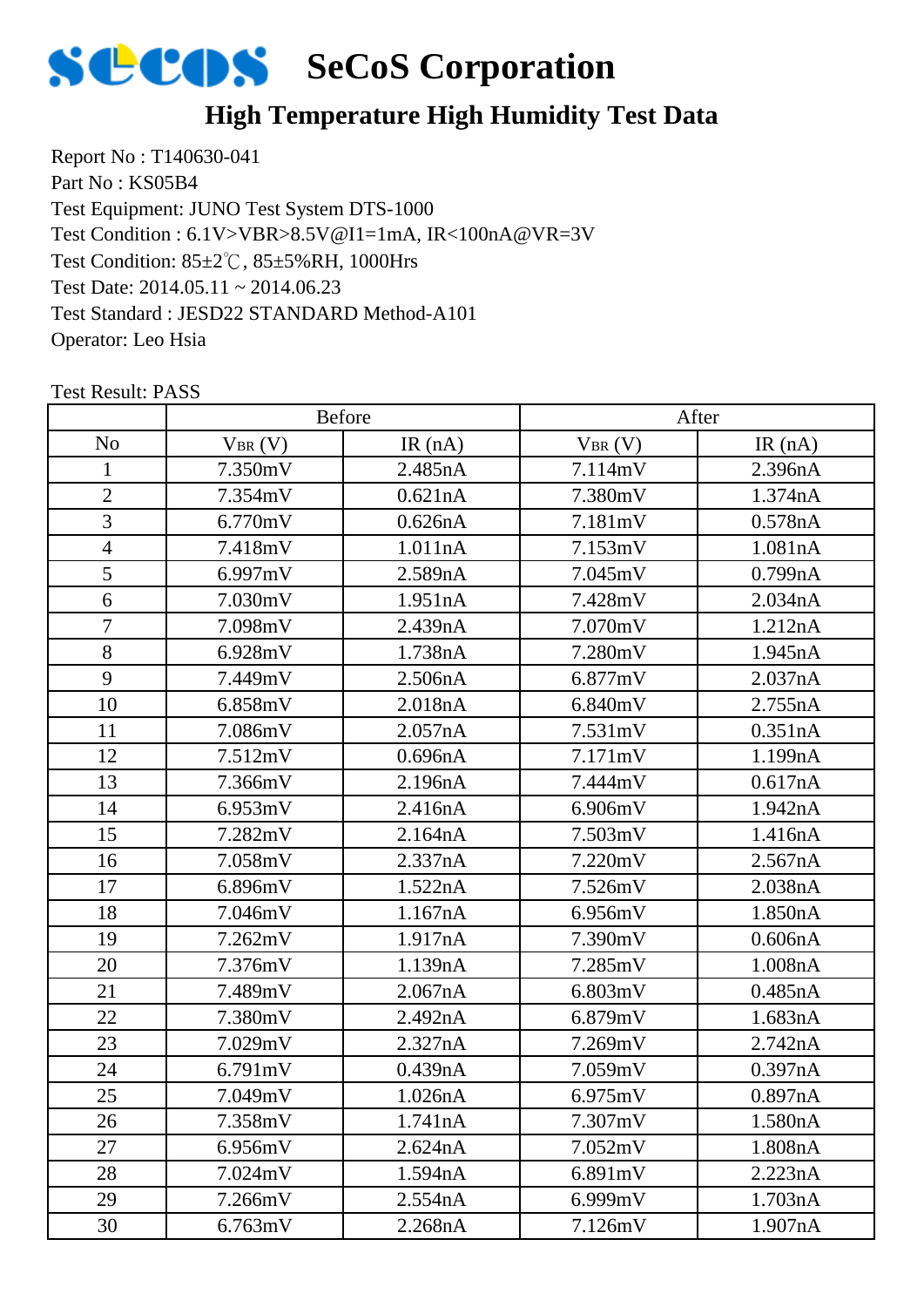# SeCoS Corporation

## High Temperature High Humidity Test Data

Report No : T140630-041
Part No : KS05B4
Test Equipment: JUNO Test System DTS-1000
Test Condition : 6.1V>VBR>8.5V@I1=1mA, IR<100nA@VR=3V
Test Condition: 85±2℃, 85±5%RH, 1000Hrs
Test Date: 2014.05.11 ~ 2014.06.23
Test Standard : JESD22 STANDARD Method-A101
Operator: Leo Hsia

Test Result: PASS

| | Before | | After | |
|---|---|---|---|---|
| No | $V_{BR}$ (V) | IR (nA) | $V_{BR}$ (V) | IR (nA) |
| 1 | 7.350mV | 2.485nA | 7.114mV | 2.396nA |
| 2 | 7.354mV | 0.621nA | 7.380mV | 1.374nA |
| 3 | 6.770mV | 0.626nA | 7.181mV | 0.578nA |
| 4 | 7.418mV | 1.011nA | 7.153mV | 1.081nA |
| 5 | 6.997mV | 2.589nA | 7.045mV | 0.799nA |
| 6 | 7.030mV | 1.951nA | 7.428mV | 2.034nA |
| 7 | 7.098mV | 2.439nA | 7.070mV | 1.212nA |
| 8 | 6.928mV | 1.738nA | 7.280mV | 1.945nA |
| 9 | 7.449mV | 2.506nA | 6.877mV | 2.037nA |
| 10 | 6.858mV | 2.018nA | 6.840mV | 2.755nA |
| 11 | 7.086mV | 2.057nA | 7.531mV | 0.351nA |
| 12 | 7.512mV | 0.696nA | 7.171mV | 1.199nA |
| 13 | 7.366mV | 2.196nA | 7.444mV | 0.617nA |
| 14 | 6.953mV | 2.416nA | 6.906mV | 1.942nA |
| 15 | 7.282mV | 2.164nA | 7.503mV | 1.416nA |
| 16 | 7.058mV | 2.337nA | 7.220mV | 2.567nA |
| 17 | 6.896mV | 1.522nA | 7.526mV | 2.038nA |
| 18 | 7.046mV | 1.167nA | 6.956mV | 1.850nA |
| 19 | 7.262mV | 1.917nA | 7.390mV | 0.606nA |
| 20 | 7.376mV | 1.139nA | 7.285mV | 1.008nA |
| 21 | 7.489mV | 2.067nA | 6.803mV | 0.485nA |
| 22 | 7.380mV | 2.492nA | 6.879mV | 1.683nA |
| 23 | 7.029mV | 2.327nA | 7.269mV | 2.742nA |
| 24 | 6.791mV | 0.439nA | 7.059mV | 0.397nA |
| 25 | 7.049mV | 1.026nA | 6.975mV | 0.897nA |
| 26 | 7.358mV | 1.741nA | 7.307mV | 1.580nA |
| 27 | 6.956mV | 2.624nA | 7.052mV | 1.808nA |
| 28 | 7.024mV | 1.594nA | 6.891mV | 2.223nA |
| 29 | 7.266mV | 2.554nA | 6.999mV | 1.703nA |
| 30 | 6.763mV | 2.268nA | 7.126mV | 1.907nA |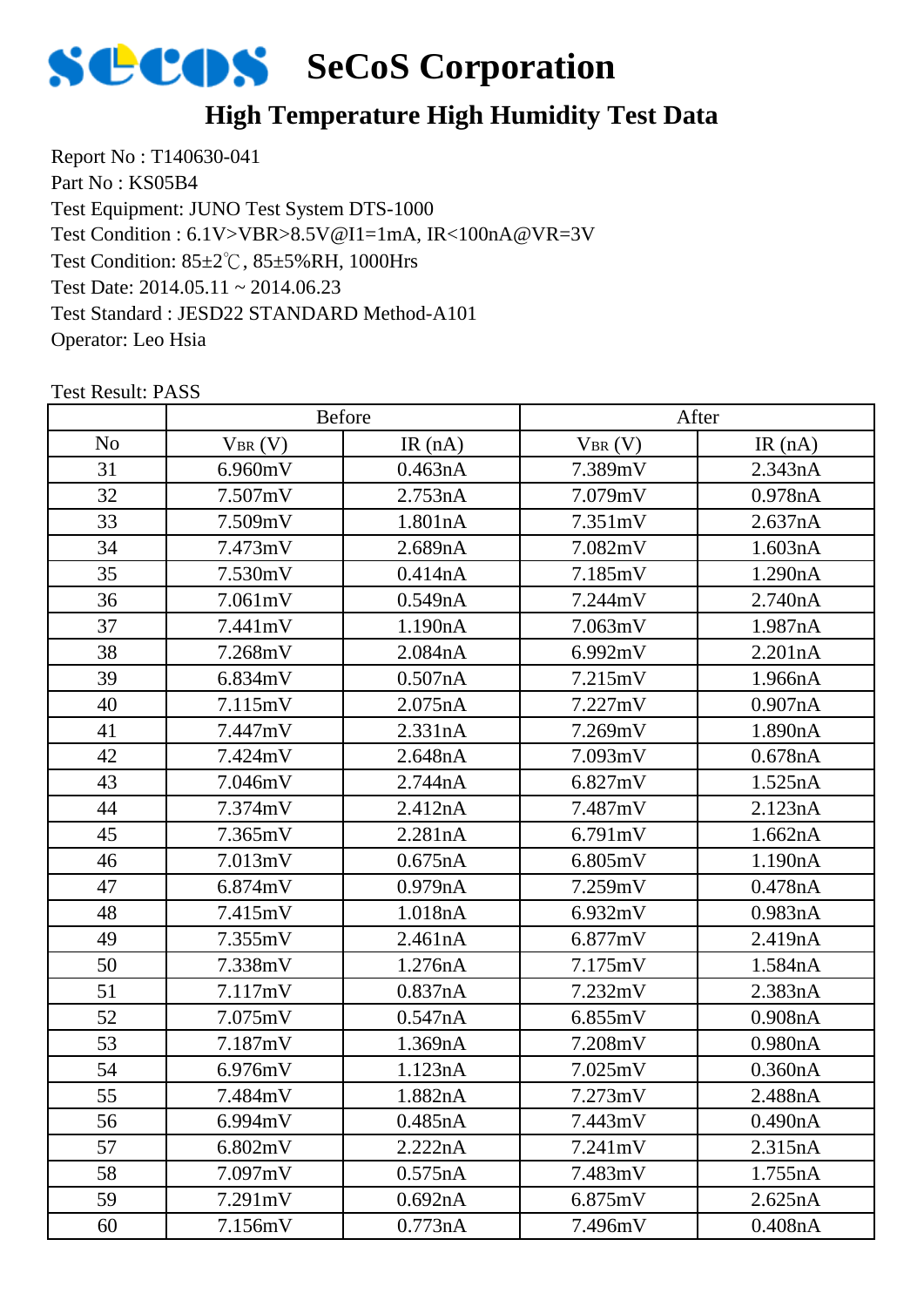# SeCoS Corporation

## High Temperature High Humidity Test Data

Report No : T140630-041
Part No : KS05B4
Test Equipment: JUNO Test System DTS-1000
Test Condition : 6.1V>VBR>8.5V@I1=1mA, IR<100nA@VR=3V
Test Condition: 85±2℃, 85±5%RH, 1000Hrs
Test Date: 2014.05.11 ~ 2014.06.23
Test Standard : JESD22 STANDARD Method-A101
Operator: Leo Hsia

Test Result: PASS

| | Before | | After | |
|---|---|---|---|---|
| No | $V_{BR}$ (V) | IR (nA) | $V_{BR}$ (V) | IR (nA) |
| 31 | 6.960mV | 0.463nA | 7.389mV | 2.343nA |
| 32 | 7.507mV | 2.753nA | 7.079mV | 0.978nA |
| 33 | 7.509mV | 1.801nA | 7.351mV | 2.637nA |
| 34 | 7.473mV | 2.689nA | 7.082mV | 1.603nA |
| 35 | 7.530mV | 0.414nA | 7.185mV | 1.290nA |
| 36 | 7.061mV | 0.549nA | 7.244mV | 2.740nA |
| 37 | 7.441mV | 1.190nA | 7.063mV | 1.987nA |
| 38 | 7.268mV | 2.084nA | 6.992mV | 2.201nA |
| 39 | 6.834mV | 0.507nA | 7.215mV | 1.966nA |
| 40 | 7.115mV | 2.075nA | 7.227mV | 0.907nA |
| 41 | 7.447mV | 2.331nA | 7.269mV | 1.890nA |
| 42 | 7.424mV | 2.648nA | 7.093mV | 0.678nA |
| 43 | 7.046mV | 2.744nA | 6.827mV | 1.525nA |
| 44 | 7.374mV | 2.412nA | 7.487mV | 2.123nA |
| 45 | 7.365mV | 2.281nA | 6.791mV | 1.662nA |
| 46 | 7.013mV | 0.675nA | 6.805mV | 1.190nA |
| 47 | 6.874mV | 0.979nA | 7.259mV | 0.478nA |
| 48 | 7.415mV | 1.018nA | 6.932mV | 0.983nA |
| 49 | 7.355mV | 2.461nA | 6.877mV | 2.419nA |
| 50 | 7.338mV | 1.276nA | 7.175mV | 1.584nA |
| 51 | 7.117mV | 0.837nA | 7.232mV | 2.383nA |
| 52 | 7.075mV | 0.547nA | 6.855mV | 0.908nA |
| 53 | 7.187mV | 1.369nA | 7.208mV | 0.980nA |
| 54 | 6.976mV | 1.123nA | 7.025mV | 0.360nA |
| 55 | 7.484mV | 1.882nA | 7.273mV | 2.488nA |
| 56 | 6.994mV | 0.485nA | 7.443mV | 0.490nA |
| 57 | 6.802mV | 2.222nA | 7.241mV | 2.315nA |
| 58 | 7.097mV | 0.575nA | 7.483mV | 1.755nA |
| 59 | 7.291mV | 0.692nA | 6.875mV | 2.625nA |
| 60 | 7.156mV | 0.773nA | 7.496mV | 0.408nA |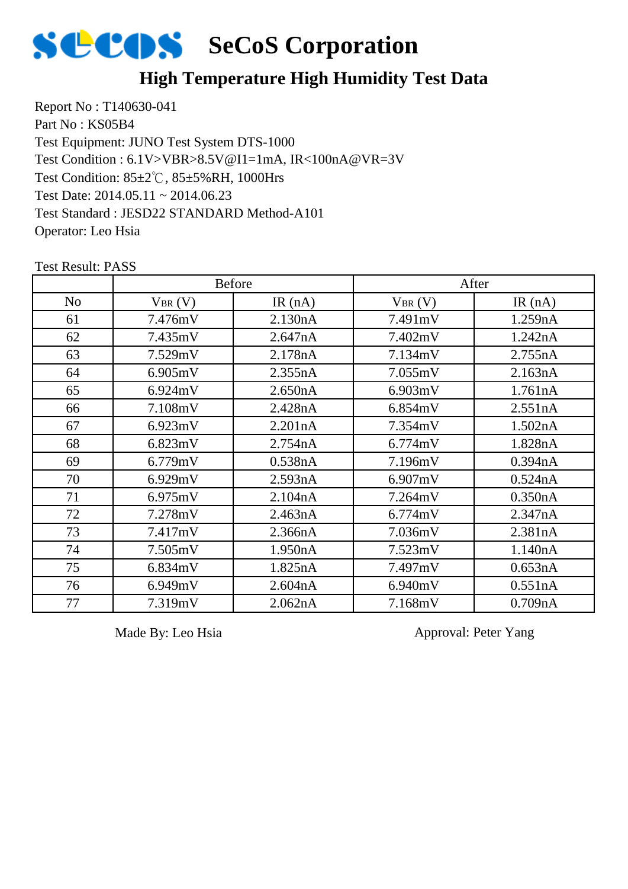# SeCoS Corporation

## High Temperature High Humidity Test Data

Report No : T140630-041
Part No : KS05B4
Test Equipment: JUNO Test System DTS-1000
Test Condition : 6.1V>VBR>8.5V@I1=1mA, IR<100nA@VR=3V
Test Condition: 85±2℃, 85±5%RH, 1000Hrs
Test Date: 2014.05.11 ~ 2014.06.23
Test Standard : JESD22 STANDARD Method-A101
Operator: Leo Hsia

Test Result: PASS

| | Before | | After | |
|---|---|---|---|---|
| No | $V_{BR}$ (V) | IR (nA) | $V_{BR}$ (V) | IR (nA) |
| 61 | 7.476mV | 2.130nA | 7.491mV | 1.259nA |
| 62 | 7.435mV | 2.647nA | 7.402mV | 1.242nA |
| 63 | 7.529mV | 2.178nA | 7.134mV | 2.755nA |
| 64 | 6.905mV | 2.355nA | 7.055mV | 2.163nA |
| 65 | 6.924mV | 2.650nA | 6.903mV | 1.761nA |
| 66 | 7.108mV | 2.428nA | 6.854mV | 2.551nA |
| 67 | 6.923mV | 2.201nA | 7.354mV | 1.502nA |
| 68 | 6.823mV | 2.754nA | 6.774mV | 1.828nA |
| 69 | 6.779mV | 0.538nA | 7.196mV | 0.394nA |
| 70 | 6.929mV | 2.593nA | 6.907mV | 0.524nA |
| 71 | 6.975mV | 2.104nA | 7.264mV | 0.350nA |
| 72 | 7.278mV | 2.463nA | 6.774mV | 2.347nA |
| 73 | 7.417mV | 2.366nA | 7.036mV | 2.381nA |
| 74 | 7.505mV | 1.950nA | 7.523mV | 1.140nA |
| 75 | 6.834mV | 1.825nA | 7.497mV | 0.653nA |
| 76 | 6.949mV | 2.604nA | 6.940mV | 0.551nA |
| 77 | 7.319mV | 2.062nA | 7.168mV | 0.709nA |

Made By: Leo Hsia

Approval: Peter Yang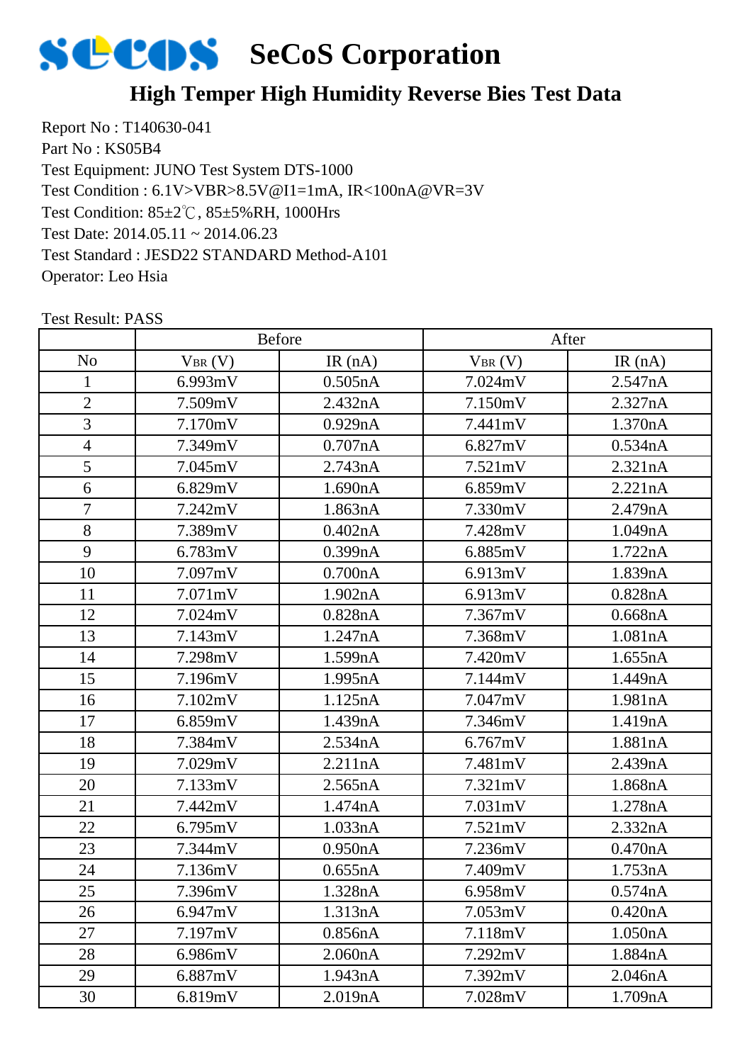# SeCoS Corporation

## High Temper High Humidity Reverse Bies Test Data

Report No : T140630-041
Part No : KS05B4
Test Equipment: JUNO Test System DTS-1000
Test Condition : 6.1V>VBR>8.5V@I1=1mA, IR<100nA@VR=3V
Test Condition: 85±2℃, 85±5%RH, 1000Hrs
Test Date: 2014.05.11 ~ 2014.06.23
Test Standard : JEDEC22 STANDARD Method-A101
Operator: Leo Hsia

Test Result: PASS

| | Before | | After | |
|---|---|---|---|---|
| No | $V_{BR}$ (V) | IR (nA) | $V_{BR}$ (V) | IR (nA) |
| 1 | 6.993mV | 0.505nA | 7.024mV | 2.547nA |
| 2 | 7.509mV | 2.432nA | 7.150mV | 2.327nA |
| 3 | 7.170mV | 0.929nA | 7.441mV | 1.370nA |
| 4 | 7.349mV | 0.707nA | 6.827mV | 0.534nA |
| 5 | 7.045mV | 2.743nA | 7.521mV | 2.321nA |
| 6 | 6.829mV | 1.690nA | 6.859mV | 2.221nA |
| 7 | 7.242mV | 1.863nA | 7.330mV | 2.479nA |
| 8 | 7.389mV | 0.402nA | 7.428mV | 1.049nA |
| 9 | 6.783mV | 0.399nA | 6.885mV | 1.722nA |
| 10 | 7.097mV | 0.700nA | 6.913mV | 1.839nA |
| 11 | 7.071mV | 1.902nA | 6.913mV | 0.828nA |
| 12 | 7.024mV | 0.828nA | 7.367mV | 0.668nA |
| 13 | 7.143mV | 1.247nA | 7.368mV | 1.081nA |
| 14 | 7.298mV | 1.599nA | 7.420mV | 1.655nA |
| 15 | 7.196mV | 1.995nA | 7.144mV | 1.449nA |
| 16 | 7.102mV | 1.125nA | 7.047mV | 1.981nA |
| 17 | 6.859mV | 1.439nA | 7.346mV | 1.419nA |
| 18 | 7.384mV | 2.534nA | 6.767mV | 1.881nA |
| 19 | 7.029mV | 2.211nA | 7.481mV | 2.439nA |
| 20 | 7.133mV | 2.565nA | 7.321mV | 1.868nA |
| 21 | 7.442mV | 1.474nA | 7.031mV | 1.278nA |
| 22 | 6.795mV | 1.033nA | 7.521mV | 2.332nA |
| 23 | 7.344mV | 0.950nA | 7.236mV | 0.470nA |
| 24 | 7.136mV | 0.655nA | 7.409mV | 1.753nA |
| 25 | 7.396mV | 1.328nA | 6.958mV | 0.574nA |
| 26 | 6.947mV | 1.313nA | 7.053mV | 0.420nA |
| 27 | 7.197mV | 0.856nA | 7.118mV | 1.050nA |
| 28 | 6.986mV | 2.060nA | 7.292mV | 1.884nA |
| 29 | 6.887mV | 1.943nA | 7.392mV | 2.046nA |
| 30 | 6.819mV | 2.019nA | 7.028mV | 1.709nA |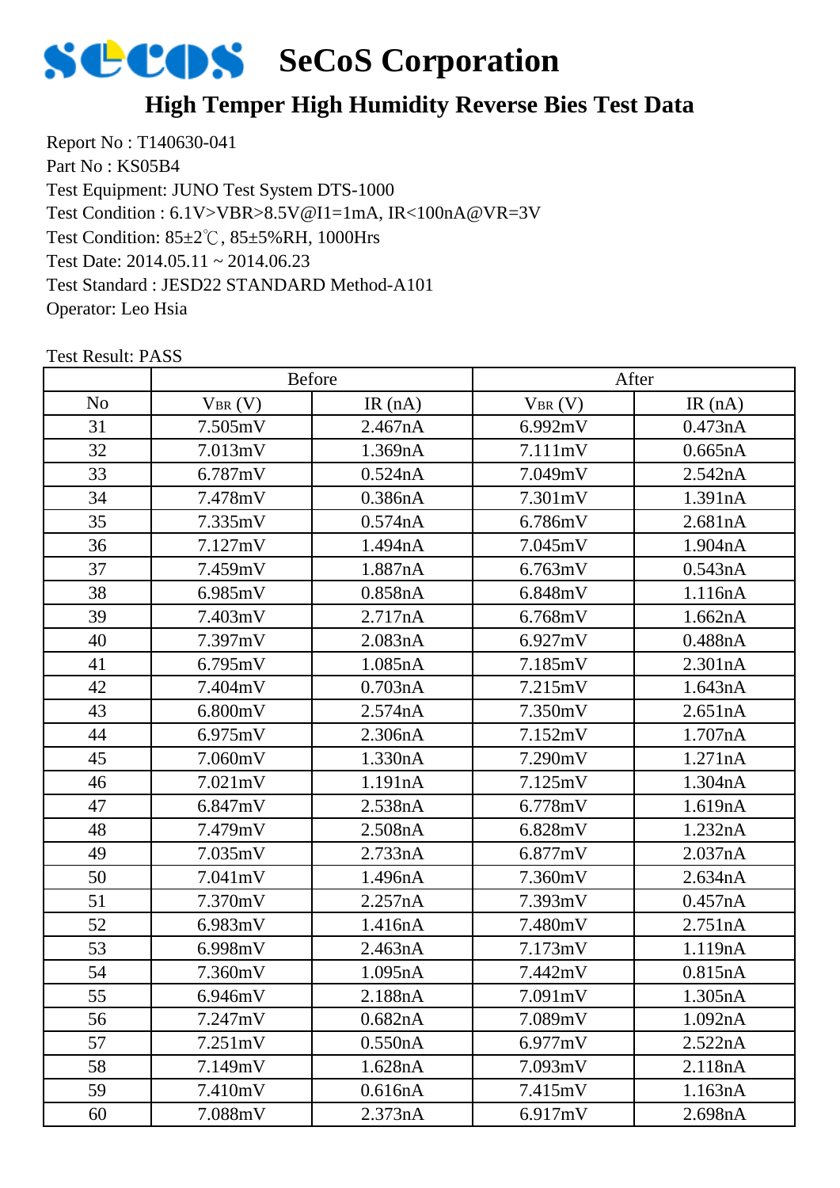# SeCoS Corporation

## High Temper High Humidity Reverse Bies Test Data

Report No : T140630-041
Part No : KS05B4
Test Equipment: JUNO Test System DTS-1000
Test Condition : 6.1V>VBR>8.5V@I1=1mA, IR<100nA@VR=3V
Test Condition: 85±2℃, 85±5%RH, 1000Hrs
Test Date: 2014.05.11 ~ 2014.06.23
Test Standard : JESD22 STANDARD Method-A101
Operator: Leo Hsia

Test Result: PASS

| | Before | | After | |
|---|---|---|---|---|
| No | $V_{BR}$ (V) | IR (nA) | $V_{BR}$ (V) | IR (nA) |
| 31 | 7.505mV | 2.467nA | 6.992mV | 0.473nA |
| 32 | 7.013mV | 1.369nA | 7.111mV | 0.665nA |
| 33 | 6.787mV | 0.524nA | 7.049mV | 2.542nA |
| 34 | 7.478mV | 0.386nA | 7.301mV | 1.391nA |
| 35 | 7.335mV | 0.574nA | 6.786mV | 2.681nA |
| 36 | 7.127mV | 1.494nA | 7.045mV | 1.904nA |
| 37 | 7.459mV | 1.887nA | 6.763mV | 0.543nA |
| 38 | 6.985mV | 0.858nA | 6.848mV | 1.116nA |
| 39 | 7.403mV | 2.717nA | 6.768mV | 1.662nA |
| 40 | 7.397mV | 2.083nA | 6.927mV | 0.488nA |
| 41 | 6.795mV | 1.085nA | 7.185mV | 2.301nA |
| 42 | 7.404mV | 0.703nA | 7.215mV | 1.643nA |
| 43 | 6.800mV | 2.574nA | 7.350mV | 2.651nA |
| 44 | 6.975mV | 2.306nA | 7.152mV | 1.707nA |
| 45 | 7.060mV | 1.330nA | 7.290mV | 1.271nA |
| 46 | 7.021mV | 1.191nA | 7.125mV | 1.304nA |
| 47 | 6.847mV | 2.538nA | 6.778mV | 1.619nA |
| 48 | 7.479mV | 2.508nA | 6.828mV | 1.232nA |
| 49 | 7.035mV | 2.733nA | 6.877mV | 2.037nA |
| 50 | 7.041mV | 1.496nA | 7.360mV | 2.634nA |
| 51 | 7.370mV | 2.257nA | 7.393mV | 0.457nA |
| 52 | 6.983mV | 1.416nA | 7.480mV | 2.751nA |
| 53 | 6.998mV | 2.463nA | 7.173mV | 1.119nA |
| 54 | 7.360mV | 1.095nA | 7.442mV | 0.815nA |
| 55 | 6.946mV | 2.188nA | 7.091mV | 1.305nA |
| 56 | 7.247mV | 0.682nA | 7.089mV | 1.092nA |
| 57 | 7.251mV | 0.550nA | 6.977mV | 2.522nA |
| 58 | 7.149mV | 1.628nA | 7.093mV | 2.118nA |
| 59 | 7.410mV | 0.616nA | 7.415mV | 1.163nA |
| 60 | 7.088mV | 2.373nA | 6.917mV | 2.698nA |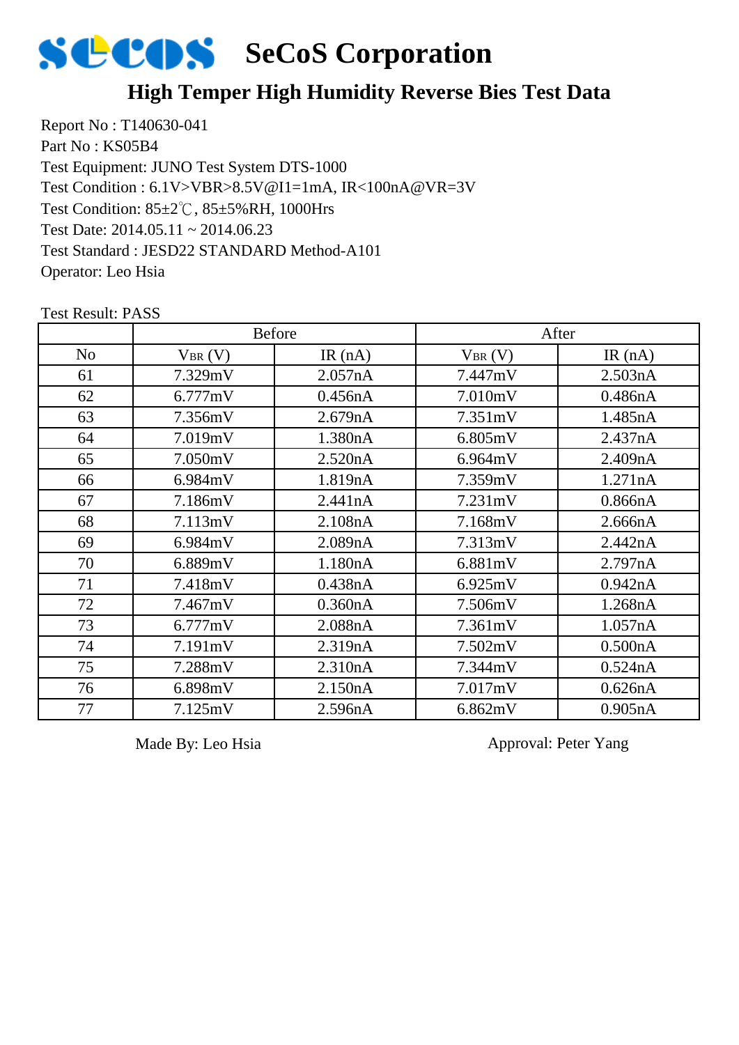# SeCoS Corporation

## High Temper High Humidity Reverse Bies Test Data

Report No : T140630-041
Part No : KS05B4
Test Equipment: JUNO Test System DTS-1000
Test Condition : 6.1V>VBR>8.5V@I1=1mA, IR<100nA@VR=3V
Test Condition: 85±2℃, 85±5%RH, 1000Hrs
Test Date: 2014.05.11 ~ 2014.06.23
Test Standard : JESD22 STANDARD Method-A101
Operator: Leo Hsia

Test Result: PASS

| | Before | | After | |
|---|---|---|---|---|
| No | $V_{BR}$ (V) | IR (nA) | $V_{BR}$ (V) | IR (nA) |
| 61 | 7.329mV | 2.057nA | 7.447mV | 2.503nA |
| 62 | 6.777mV | 0.456nA | 7.010mV | 0.486nA |
| 63 | 7.356mV | 2.679nA | 7.351mV | 1.485nA |
| 64 | 7.019mV | 1.380nA | 6.805mV | 2.437nA |
| 65 | 7.050mV | 2.520nA | 6.964mV | 2.409nA |
| 66 | 6.984mV | 1.819nA | 7.359mV | 1.271nA |
| 67 | 7.186mV | 2.441nA | 7.231mV | 0.866nA |
| 68 | 7.113mV | 2.108nA | 7.168mV | 2.666nA |
| 69 | 6.984mV | 2.089nA | 7.313mV | 2.442nA |
| 70 | 6.889mV | 1.180nA | 6.881mV | 2.797nA |
| 71 | 7.418mV | 0.438nA | 6.925mV | 0.942nA |
| 72 | 7.467mV | 0.360nA | 7.506mV | 1.268nA |
| 73 | 6.777mV | 2.088nA | 7.361mV | 1.057nA |
| 74 | 7.191mV | 2.319nA | 7.502mV | 0.500nA |
| 75 | 7.288mV | 2.310nA | 7.344mV | 0.524nA |
| 76 | 6.898mV | 2.150nA | 7.017mV | 0.626nA |
| 77 | 7.125mV | 2.596nA | 6.862mV | 0.905nA |

Made By: Leo Hsia　　　　　　　　Approval: Peter Yang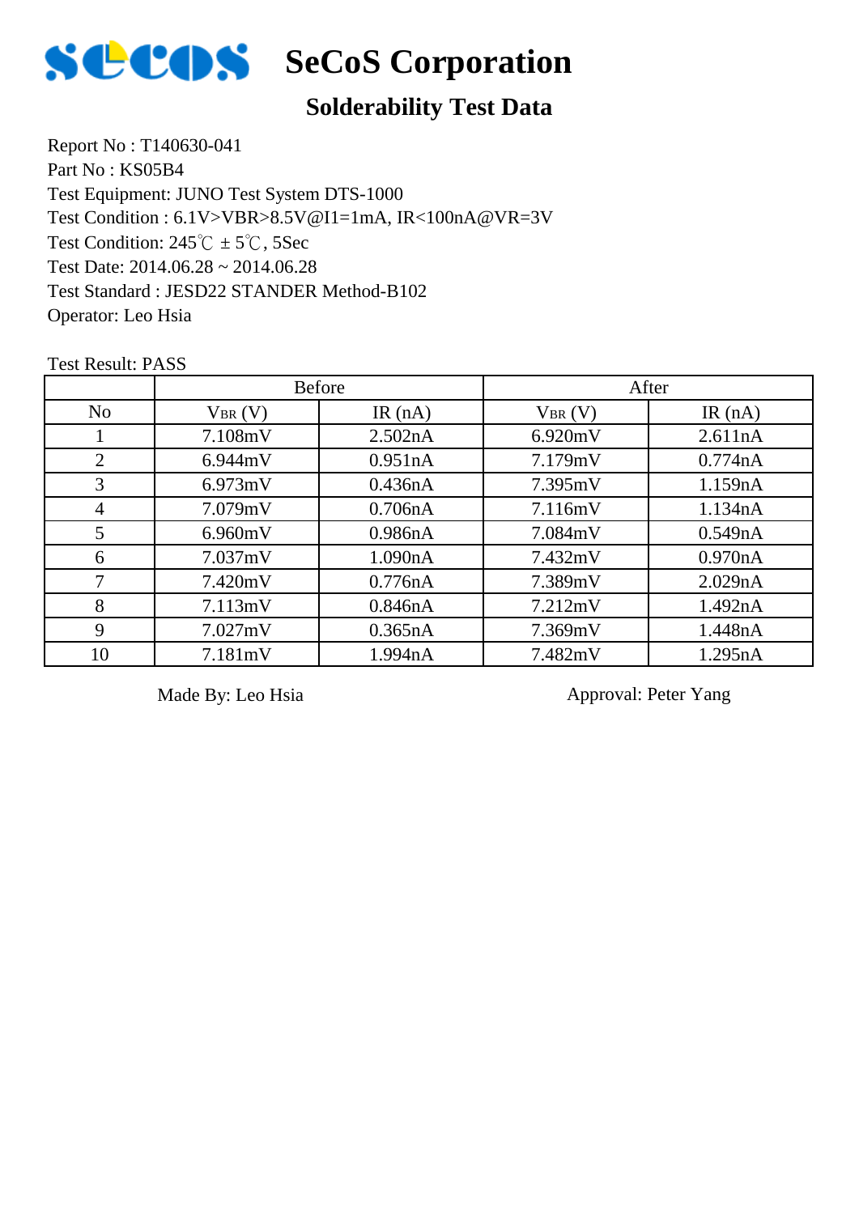# SeCoS Corporation

## Solderability Test Data

Report No : T140630-041
Part No : KS05B4
Test Equipment: JUNO Test System DTS-1000
Test Condition : 6.1V>VBR>8.5V@I1=1mA, IR<100nA@VR=3V
Test Condition: 245℃ ± 5℃, 5Sec
Test Date: 2014.06.28 ~ 2014.06.28
Test Standard : JESD22 STANDER Method-B102
Operator: Leo Hsia

Test Result: PASS

| | Before | | After | |
|---|---|---|---|---|
| No | $V_{BR}$ (V) | IR (nA) | $V_{BR}$ (V) | IR (nA) |
| 1 | 7.108mV | 2.502nA | 6.920mV | 2.611nA |
| 2 | 6.944mV | 0.951nA | 7.179mV | 0.774nA |
| 3 | 6.973mV | 0.436nA | 7.395mV | 1.159nA |
| 4 | 7.079mV | 0.706nA | 7.116mV | 1.134nA |
| 5 | 6.960mV | 0.986nA | 7.084mV | 0.549nA |
| 6 | 7.037mV | 1.090nA | 7.432mV | 0.970nA |
| 7 | 7.420mV | 0.776nA | 7.389mV | 2.029nA |
| 8 | 7.113mV | 0.846nA | 7.212mV | 1.492nA |
| 9 | 7.027mV | 0.365nA | 7.369mV | 1.448nA |
| 10 | 7.181mV | 1.994nA | 7.482mV | 1.295nA |

Made By: Leo Hsia

Approval: Peter Yang